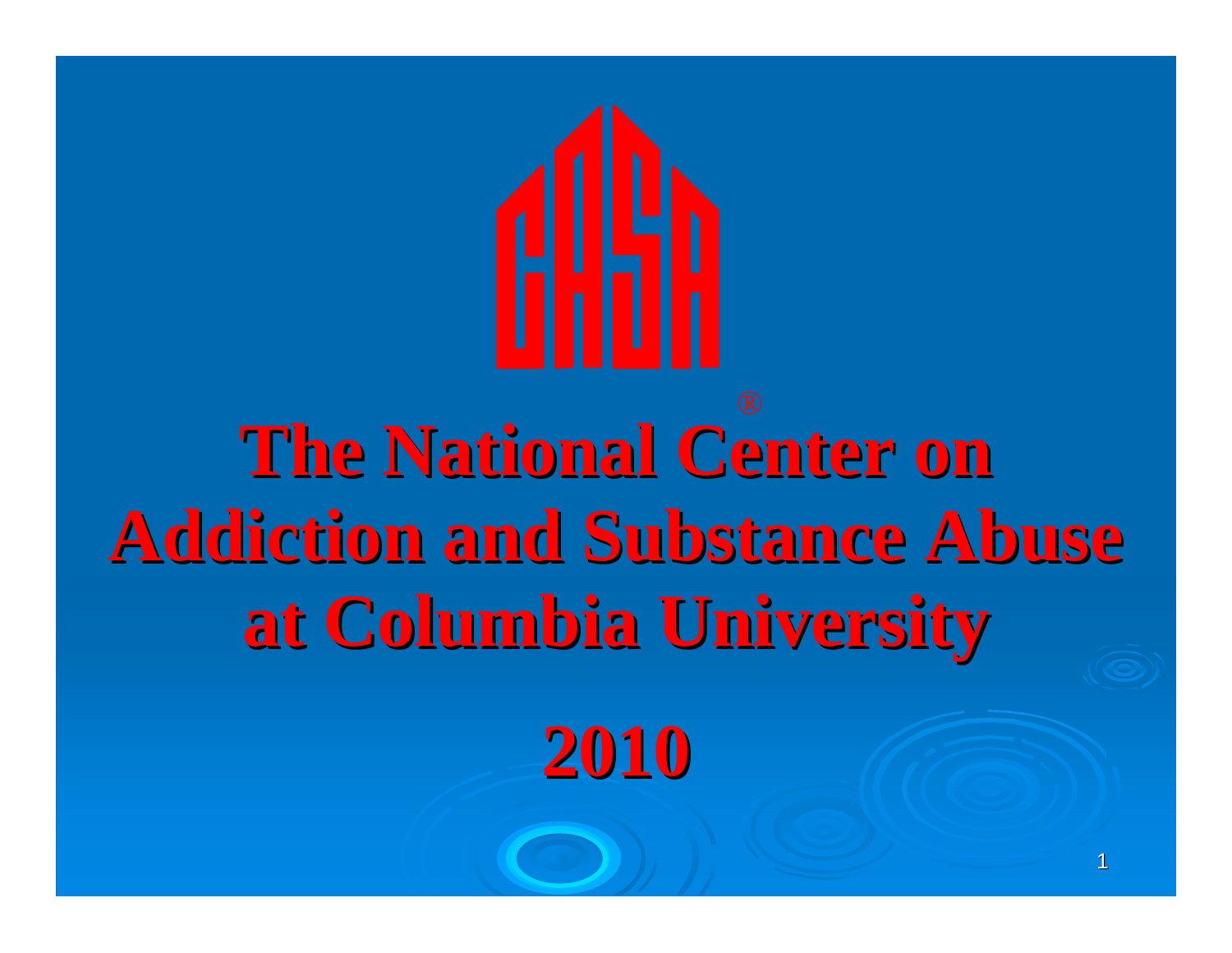CASA®

# The National Center on Addiction and Substance Abuse at Columbia University

## 2010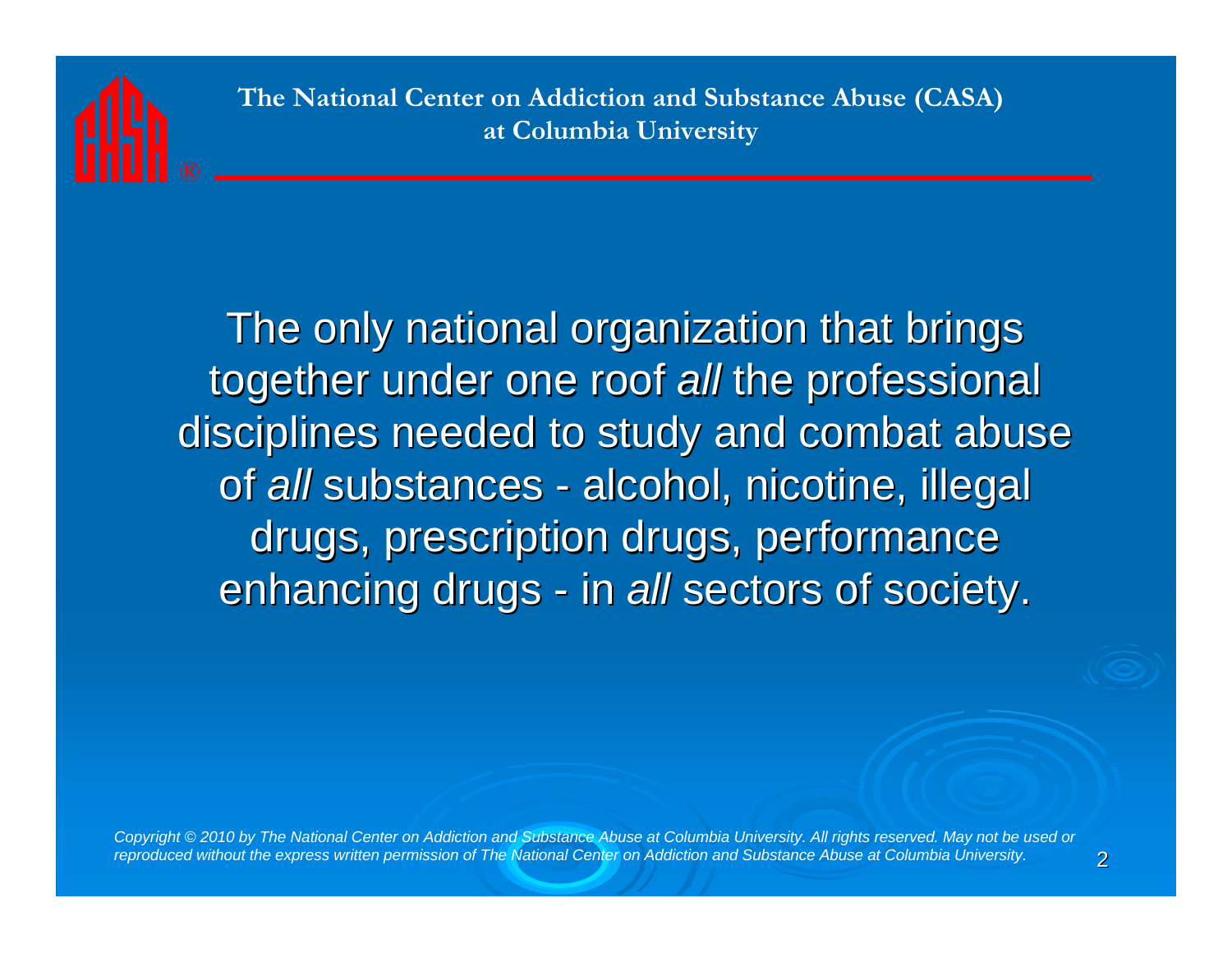The National Center on Addiction and Substance Abuse (CASA) at Columbia University

The only national organization that brings together under one roof *all* the professional disciplines needed to study and combat abuse of *all* substances - alcohol, nicotine, illegal drugs, prescription drugs, performance enhancing drugs - in *all* sectors of society.

*Copyright © 2010 by The National Center on Addiction and Substance Abuse at Columbia University. All rights reserved. May not be used or reproduced without the express written permission of The National Center on Addiction and Substance Abuse at Columbia University.*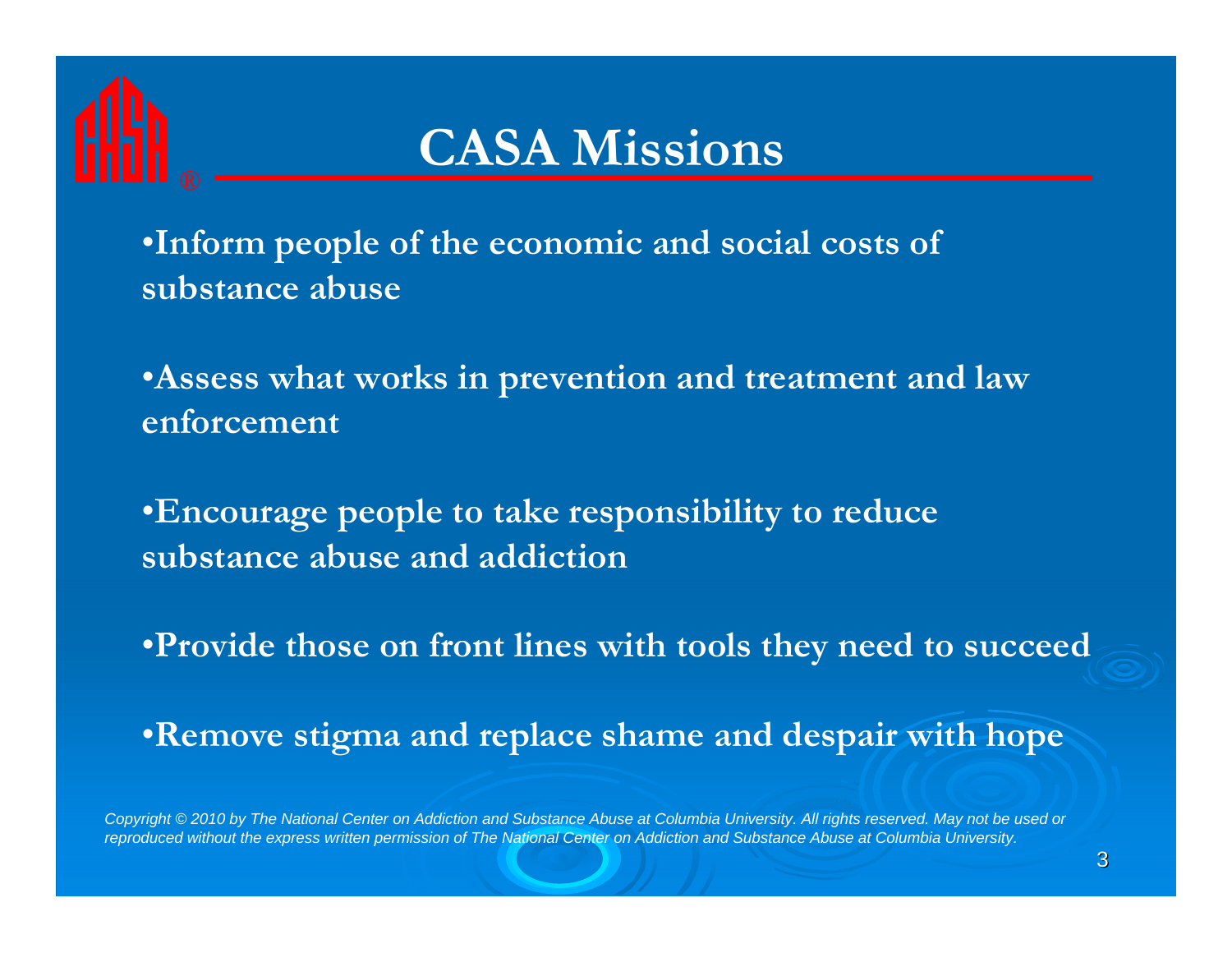# CASA Missions

- Inform people of the economic and social costs of substance abuse
- Assess what works in prevention and treatment and law enforcement
- Encourage people to take responsibility to reduce substance abuse and addiction
- Provide those on front lines with tools they need to succeed
- Remove stigma and replace shame and despair with hope

*Copyright © 2010 by The National Center on Addiction and Substance Abuse at Columbia University. All rights reserved. May not be used or reproduced without the express written permission of The National Center on Addiction and Substance Abuse at Columbia University.*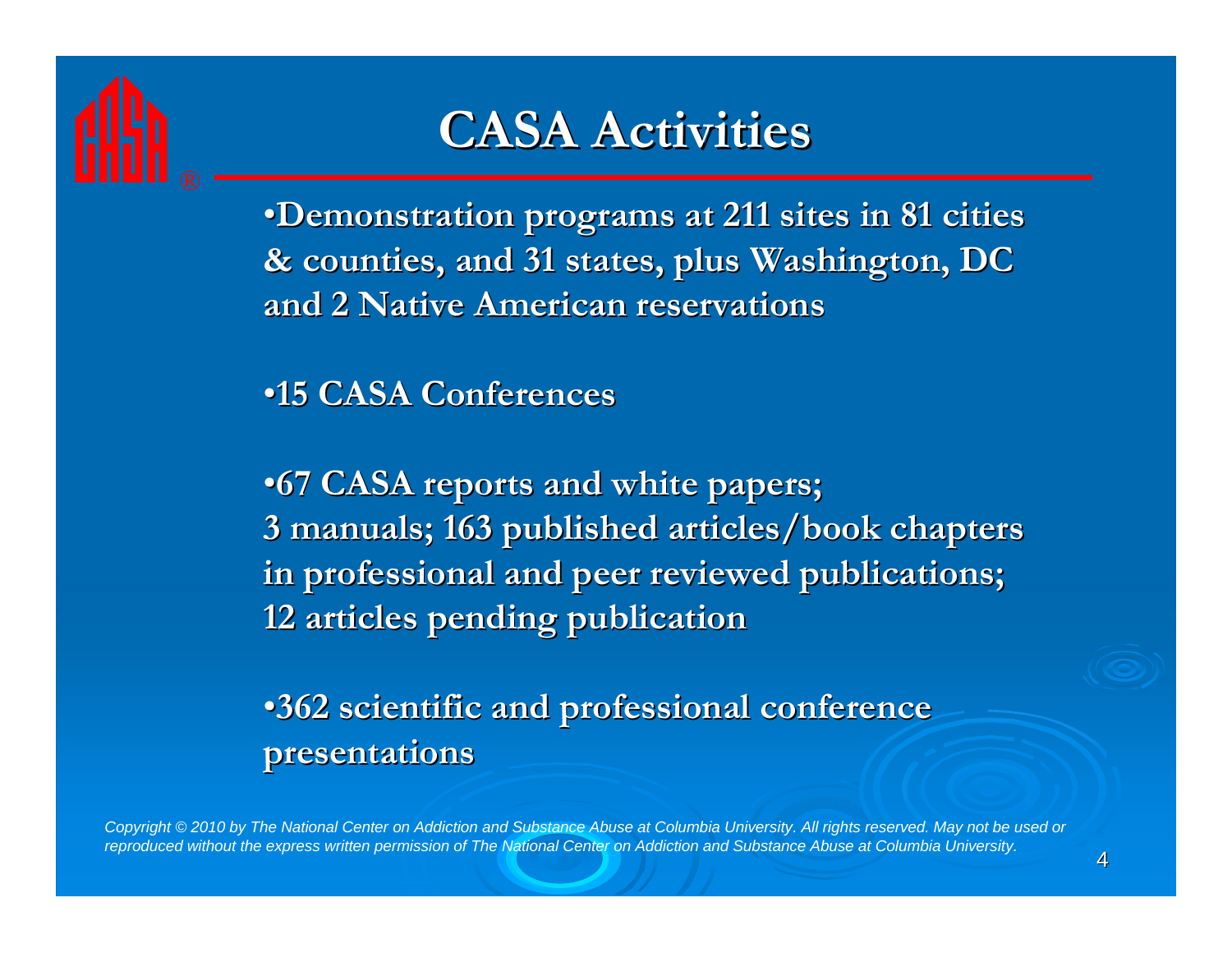# CASA Activities

- Demonstration programs at 211 sites in 81 cities & counties, and 31 states, plus Washington, DC and 2 Native American reservations

- 15 CASA Conferences

- 67 CASA reports and white papers; 3 manuals; 163 published articles/book chapters in professional and peer reviewed publications; 12 articles pending publication

- 362 scientific and professional conference presentations

*Copyright © 2010 by The National Center on Addiction and Substance Abuse at Columbia University. All rights reserved. May not be used or reproduced without the express written permission of The National Center on Addiction and Substance Abuse at Columbia University.*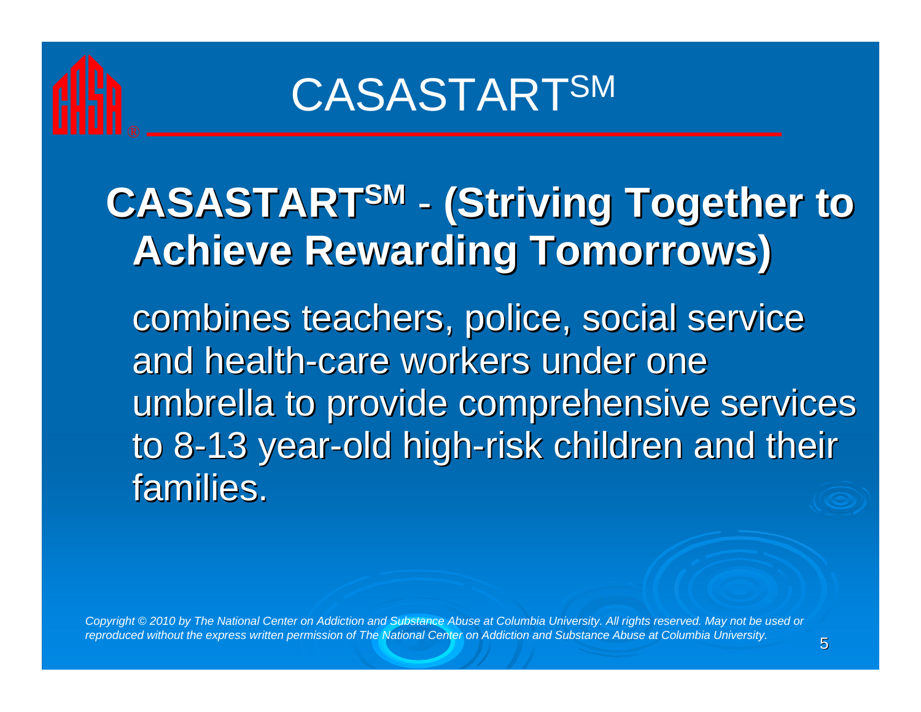# CASASTART[SM]

**CASASTART[SM] - (Striving Together to Achieve Rewarding Tomorrows)**

combines teachers, police, social service and health-care workers under one umbrella to provide comprehensive services to 8-13 year-old high-risk children and their families.

*Copyright © 2010 by The National Center on Addiction and Substance Abuse at Columbia University. All rights reserved. May not be used or reproduced without the express written permission of The National Center on Addiction and Substance Abuse at Columbia University.*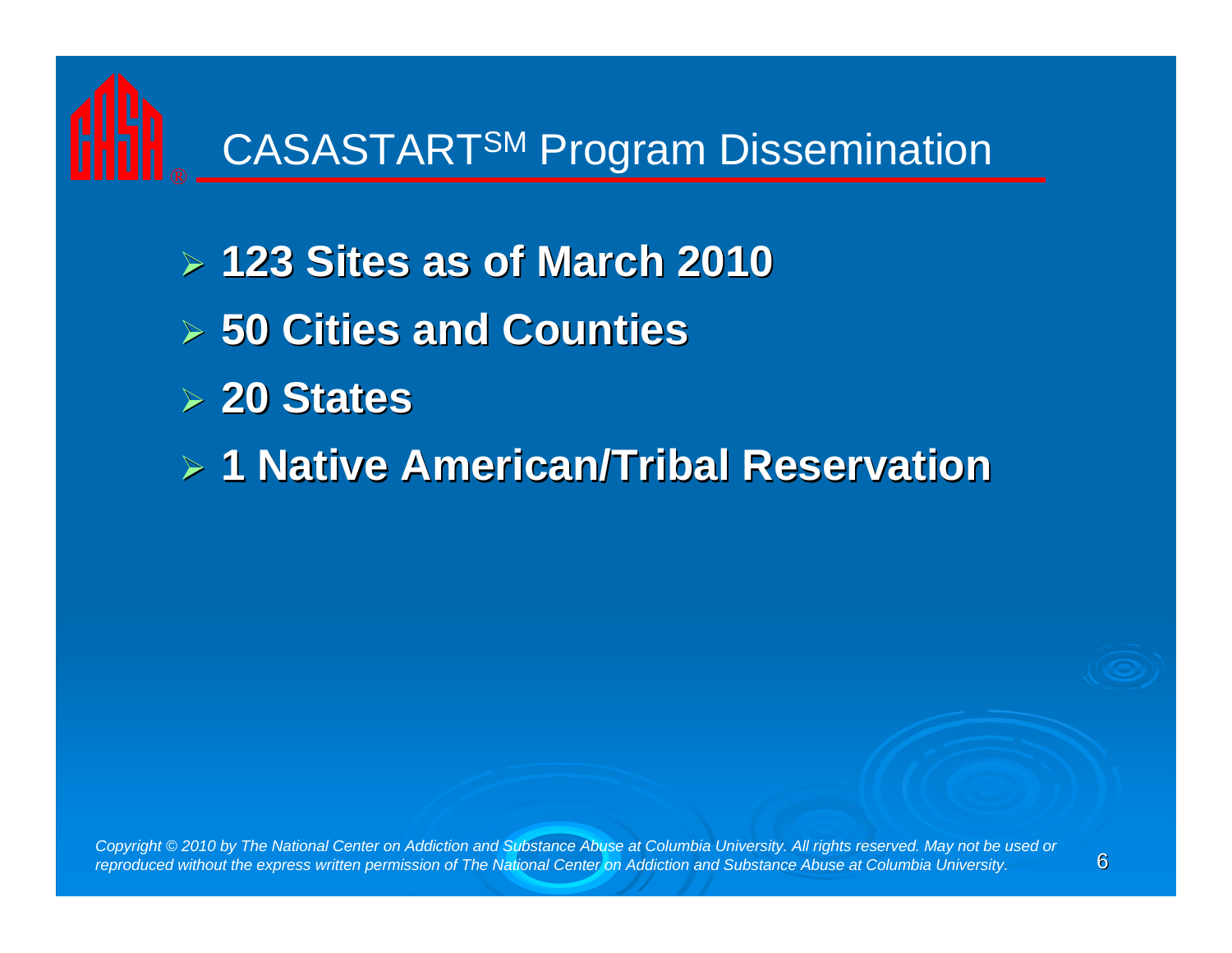# CASASTART[SM] Program Dissemination

- **123 Sites as of March 2010**
- **50 Cities and Counties**
- **20 States**
- **1 Native American/Tribal Reservation**

*Copyright © 2010 by The National Center on Addiction and Substance Abuse at Columbia University. All rights reserved. May not be used or reproduced without the express written permission of The National Center on Addiction and Substance Abuse at Columbia University.*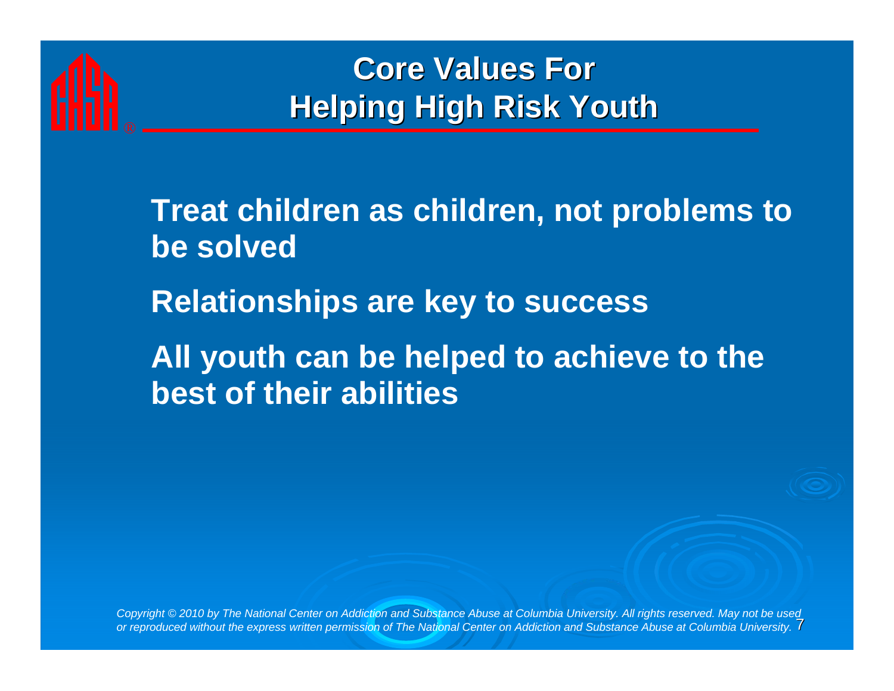# Core Values For Helping High Risk Youth

- Treat children as children, not problems to be solved
- Relationships are key to success
- All youth can be helped to achieve to the best of their abilities

*Copyright © 2010 by The National Center on Addiction and Substance Abuse at Columbia University. All rights reserved. May not be used or reproduced without the express written permission of The National Center on Addiction and Substance Abuse at Columbia University.*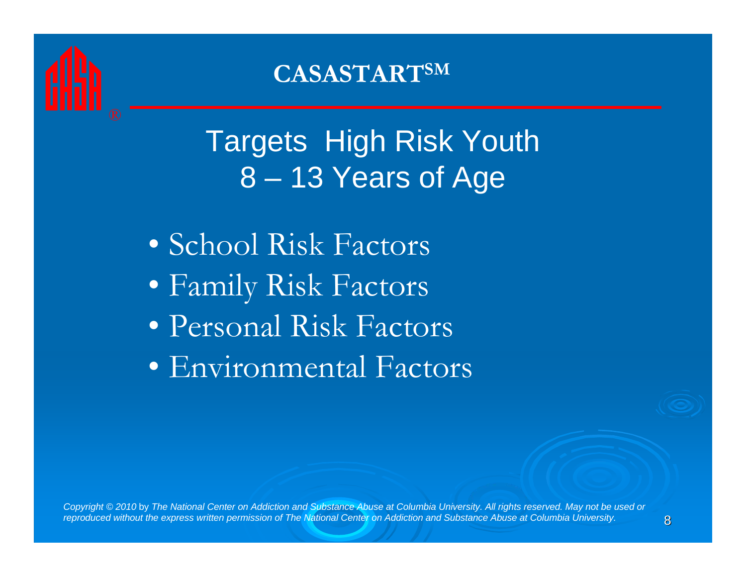# CASASTART℠

## Targets High Risk Youth 8 – 13 Years of Age

- School Risk Factors
- Family Risk Factors
- Personal Risk Factors
- Environmental Factors

*Copyright © 2010* by *The National Center on Addiction and Substance Abuse at Columbia University. All rights reserved. May not be used or reproduced without the express written permission of The National Center on Addiction and Substance Abuse at Columbia University.*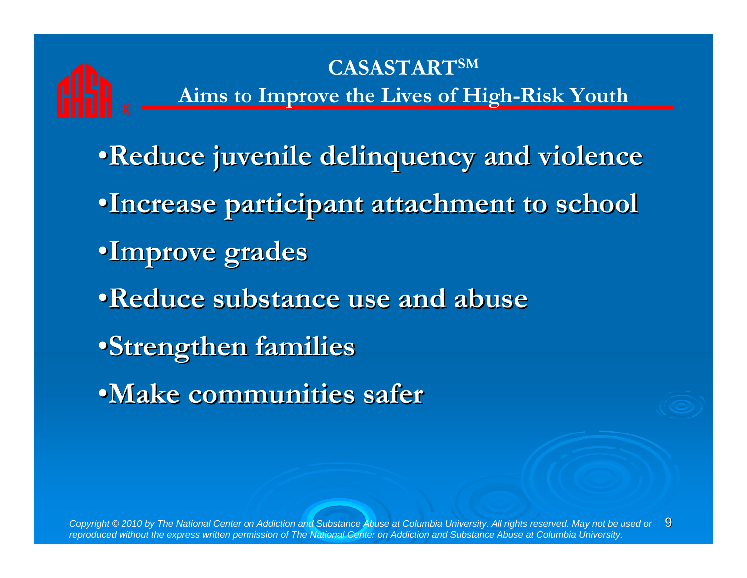# CASASTART℠

## Aims to Improve the Lives of High-Risk Youth

- **Reduce juvenile delinquency and violence**
- **Increase participant attachment to school**
- **Improve grades**
- **Reduce substance use and abuse**
- **Strengthen families**
- **Make communities safer**

*Copyright © 2010 by The National Center on Addiction and Substance Abuse at Columbia University. All rights reserved. May not be used or reproduced without the express written permission of The National Center on Addiction and Substance Abuse at Columbia University.*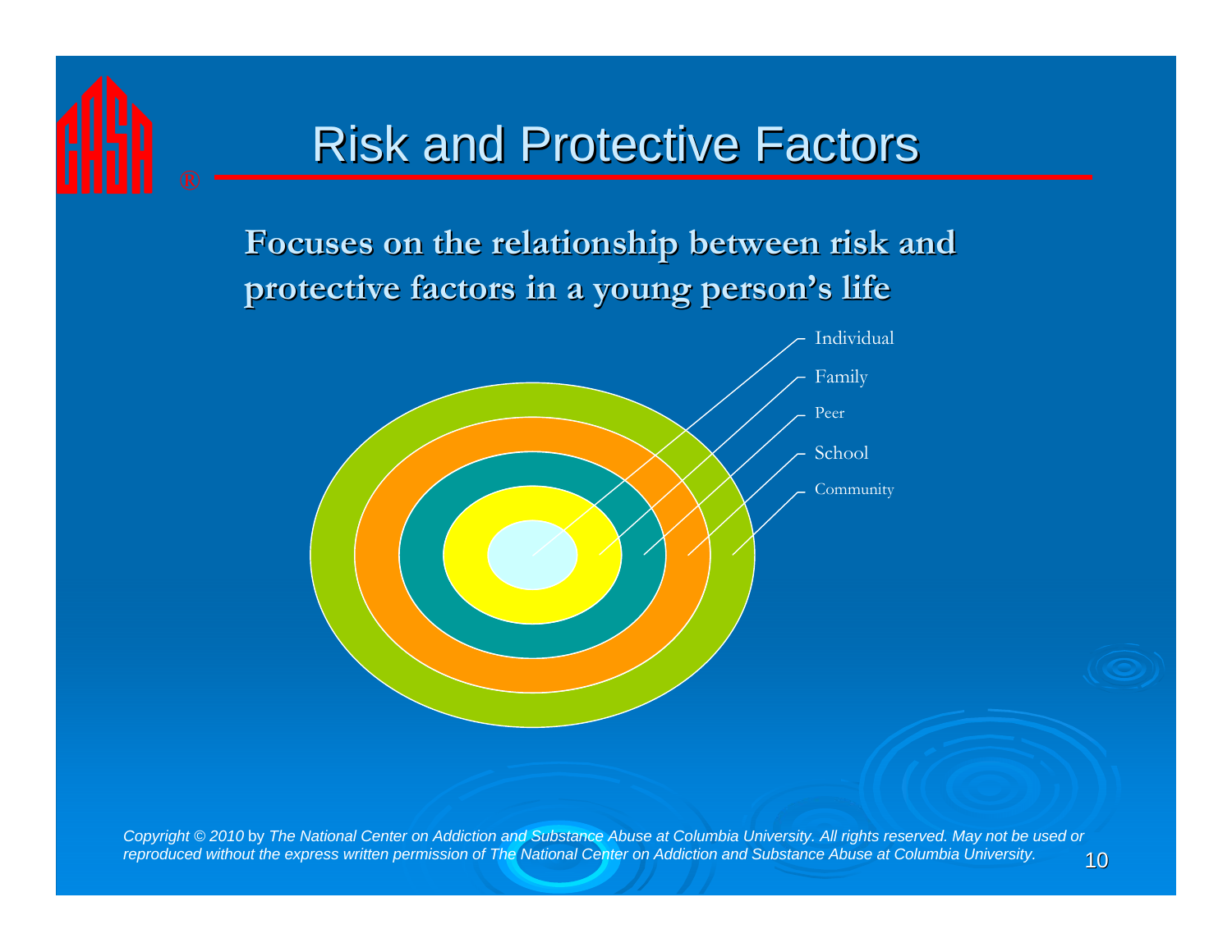# Risk and Protective Factors

**Focuses on the relationship between risk and protective factors in a young person's life**

- Individual
- Family
- Peer
- School
- Community

*Copyright © 2010 by The National Center on Addiction and Substance Abuse at Columbia University. All rights reserved. May not be used or reproduced without the express written permission of The National Center on Addiction and Substance Abuse at Columbia University.*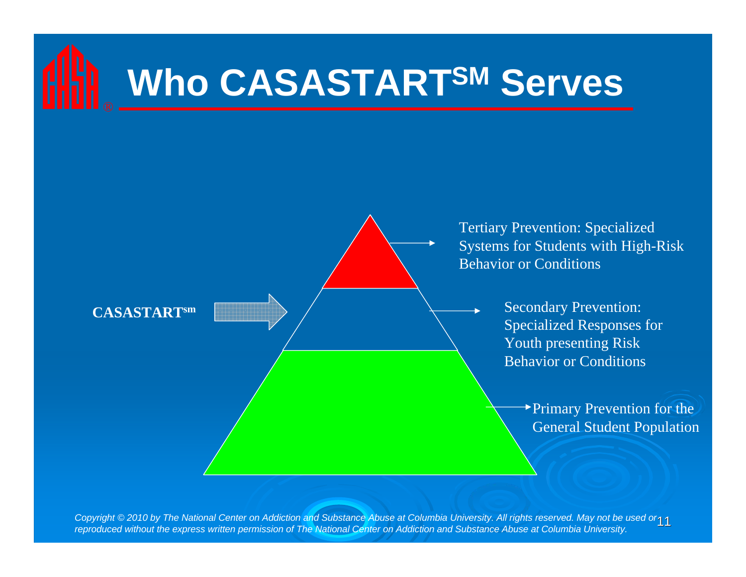# Who CASASTART[SM] Serves

CASASTART[sm]

Tertiary Prevention: Specialized Systems for Students with High-Risk Behavior or Conditions

Secondary Prevention: Specialized Responses for Youth presenting Risk Behavior or Conditions

Primary Prevention for the General Student Population

*Copyright © 2010 by The National Center on Addiction and Substance Abuse at Columbia University. All rights reserved. May not be used or reproduced without the express written permission of The National Center on Addiction and Substance Abuse at Columbia University.*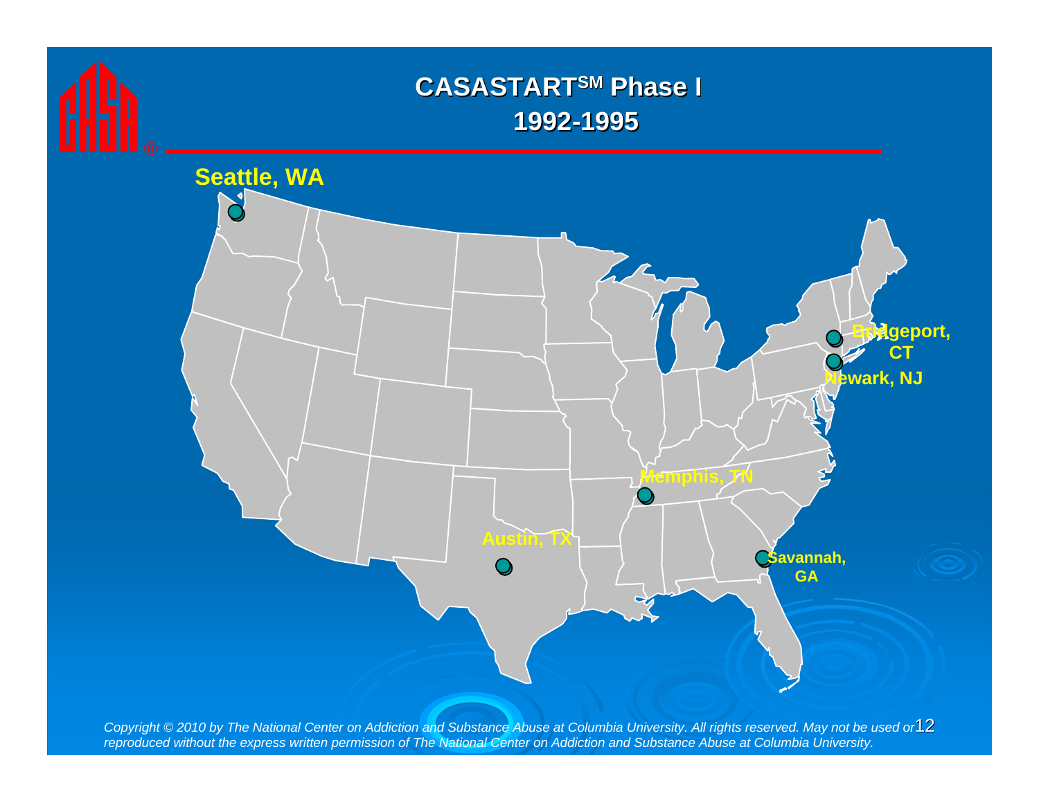# CASASTART[SM] Phase I
## 1992-1995

Seattle, WA

Bridgeport, CT

Newark, NJ

Memphis, TN

Austin, TX

Savannah, GA

*Copyright © 2010 by The National Center on Addiction and Substance Abuse at Columbia University. All rights reserved. May not be used or reproduced without the express written permission of The National Center on Addiction and Substance Abuse at Columbia University.*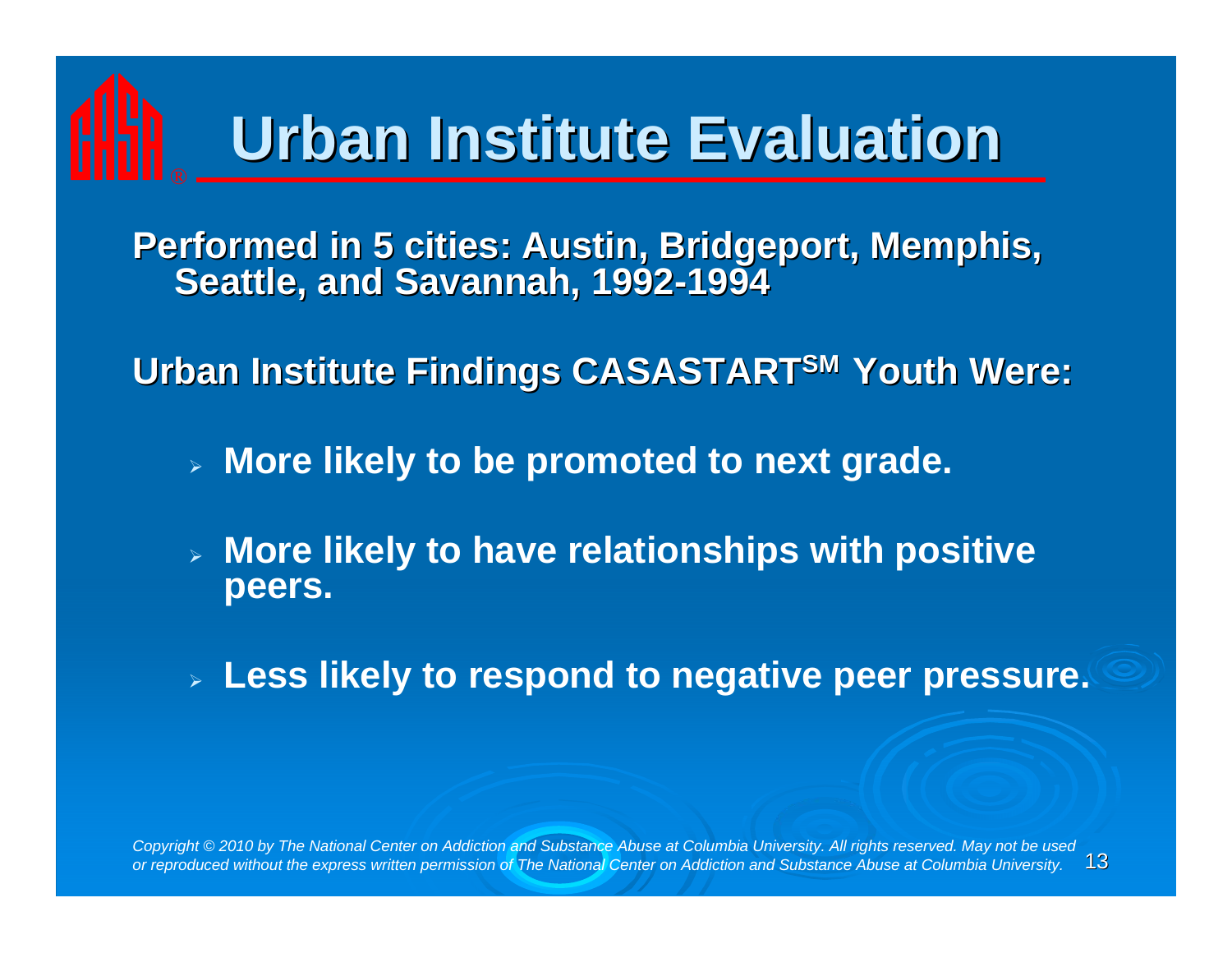# Urban Institute Evaluation

**Performed in 5 cities: Austin, Bridgeport, Memphis, Seattle, and Savannah, 1992-1994**

**Urban Institute Findings CASASTART[SM] Youth Were:**

- **More likely to be promoted to next grade.**
- **More likely to have relationships with positive peers.**
- **Less likely to respond to negative peer pressure.**

*Copyright © 2010 by The National Center on Addiction and Substance Abuse at Columbia University. All rights reserved. May not be used or reproduced without the express written permission of The National Center on Addiction and Substance Abuse at Columbia University.*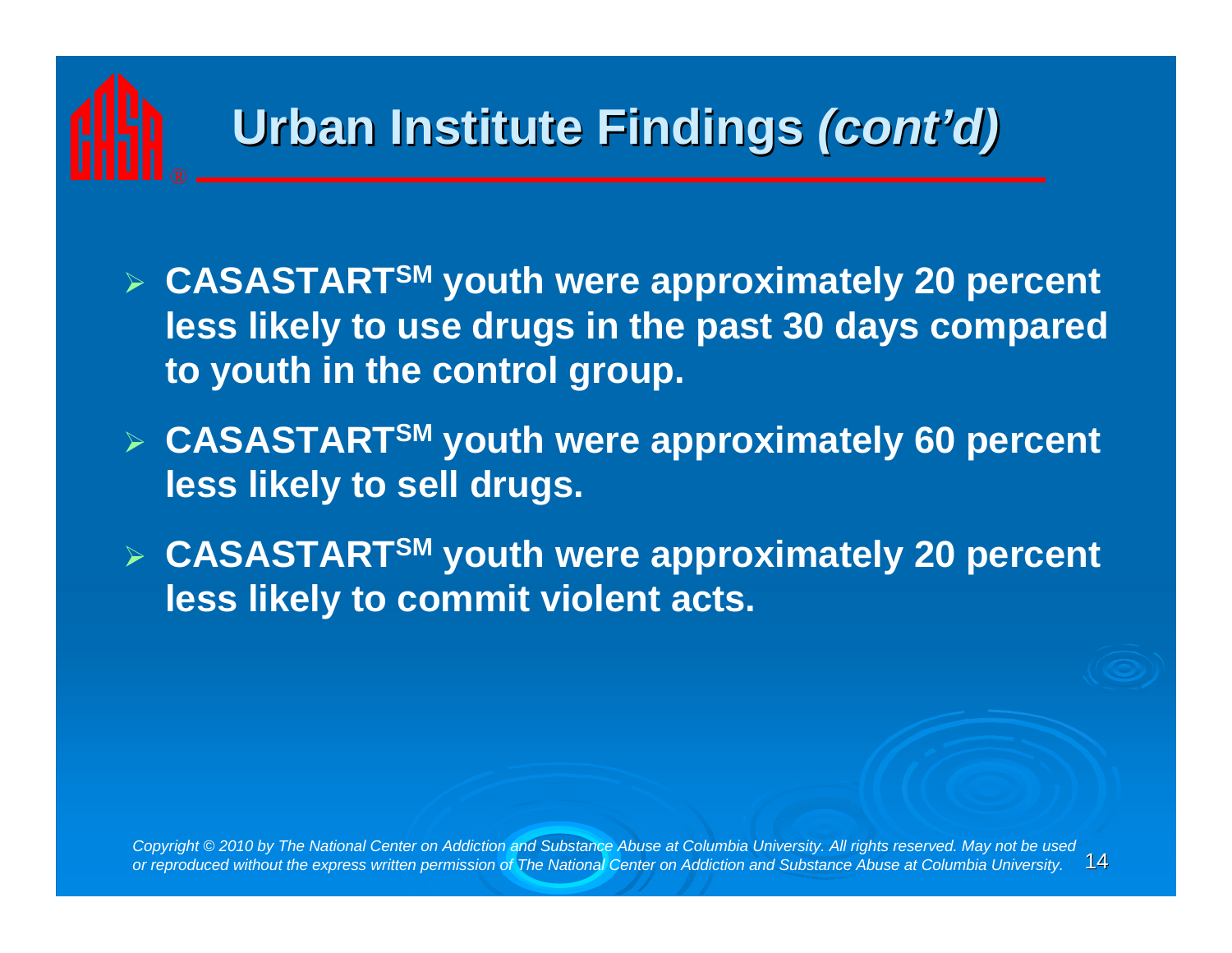# Urban Institute Findings *(cont'd)*

- **CASASTART$^{SM}$ youth were approximately 20 percent less likely to use drugs in the past 30 days compared to youth in the control group.**
- **CASASTART$^{SM}$ youth were approximately 60 percent less likely to sell drugs.**
- **CASASTART$^{SM}$ youth were approximately 20 percent less likely to commit violent acts.**

*Copyright © 2010 by The National Center on Addiction and Substance Abuse at Columbia University. All rights reserved. May not be used or reproduced without the express written permission of The National Center on Addiction and Substance Abuse at Columbia University.*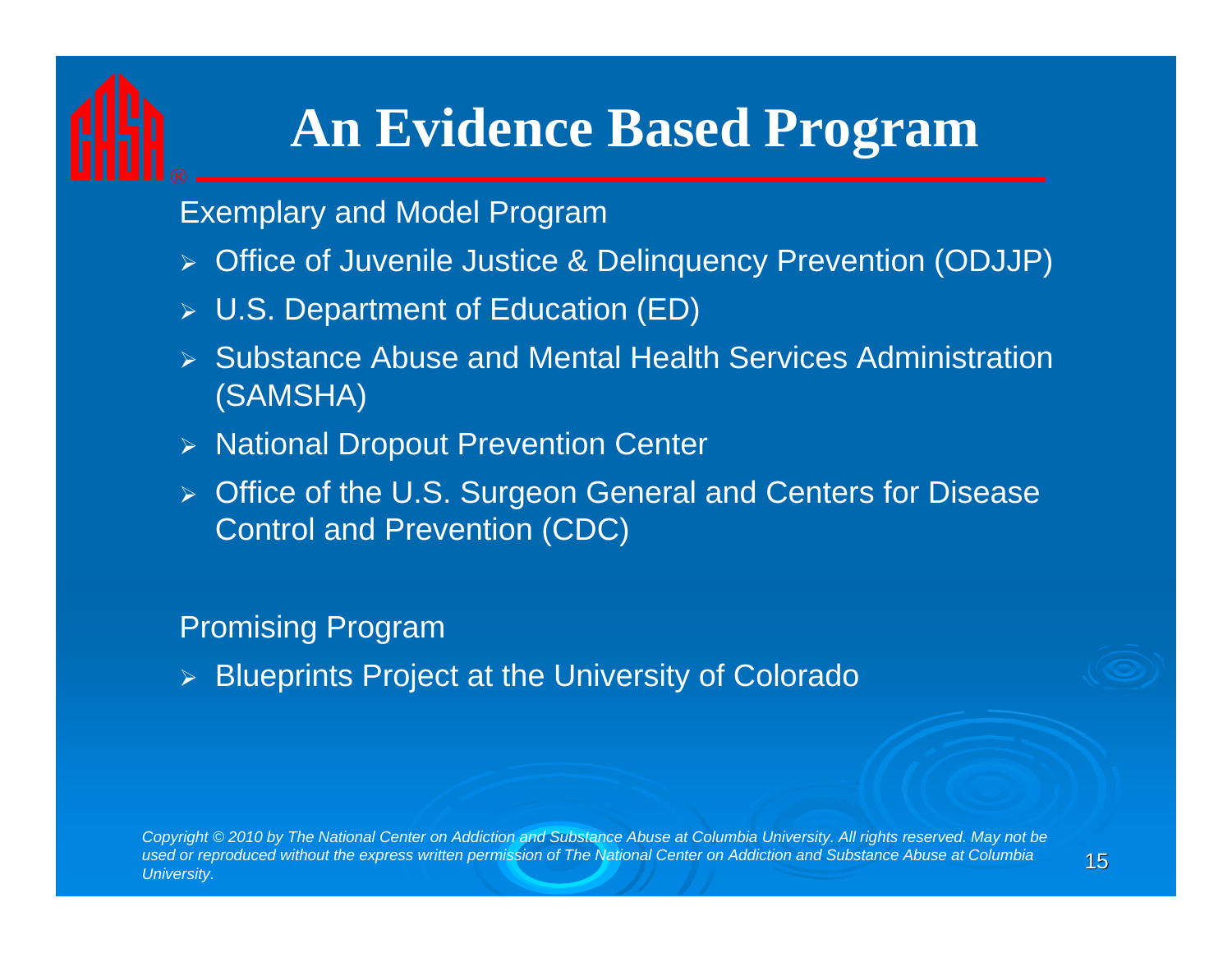# An Evidence Based Program

Exemplary and Model Program

- Office of Juvenile Justice & Delinquency Prevention (ODJJP)
- U.S. Department of Education (ED)
- Substance Abuse and Mental Health Services Administration (SAMSHA)
- National Dropout Prevention Center
- Office of the U.S. Surgeon General and Centers for Disease Control and Prevention (CDC)

Promising Program

- Blueprints Project at the University of Colorado

*Copyright © 2010 by The National Center on Addiction and Substance Abuse at Columbia University. All rights reserved. May not be used or reproduced without the express written permission of The National Center on Addiction and Substance Abuse at Columbia University.*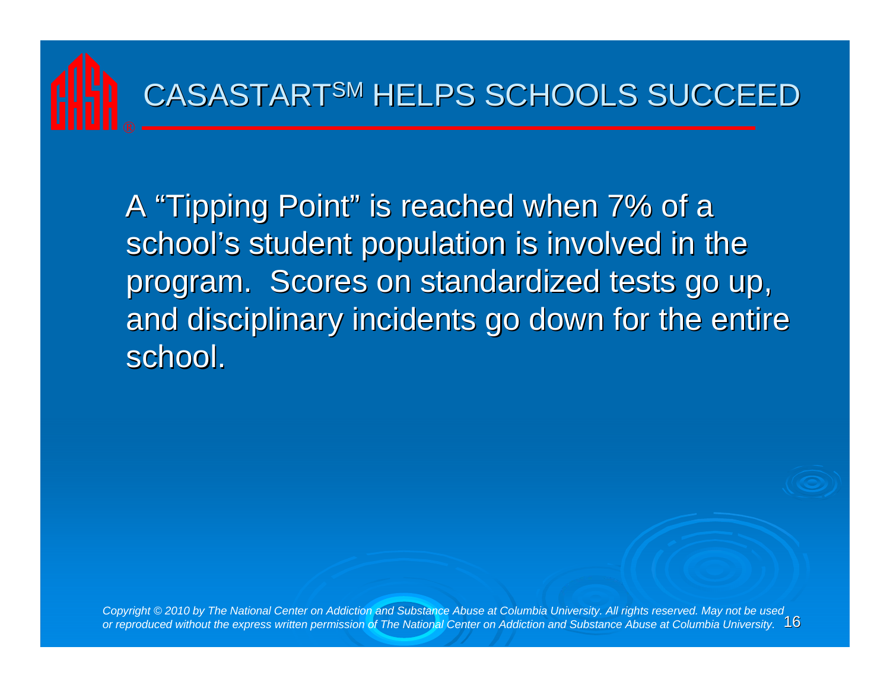# CASASTART[SM] HELPS SCHOOLS SUCCEED

A "Tipping Point" is reached when 7% of a school's student population is involved in the program. Scores on standardized tests go up, and disciplinary incidents go down for the entire school.

*Copyright © 2010 by The National Center on Addiction and Substance Abuse at Columbia University. All rights reserved. May not be used or reproduced without the express written permission of The National Center on Addiction and Substance Abuse at Columbia University.*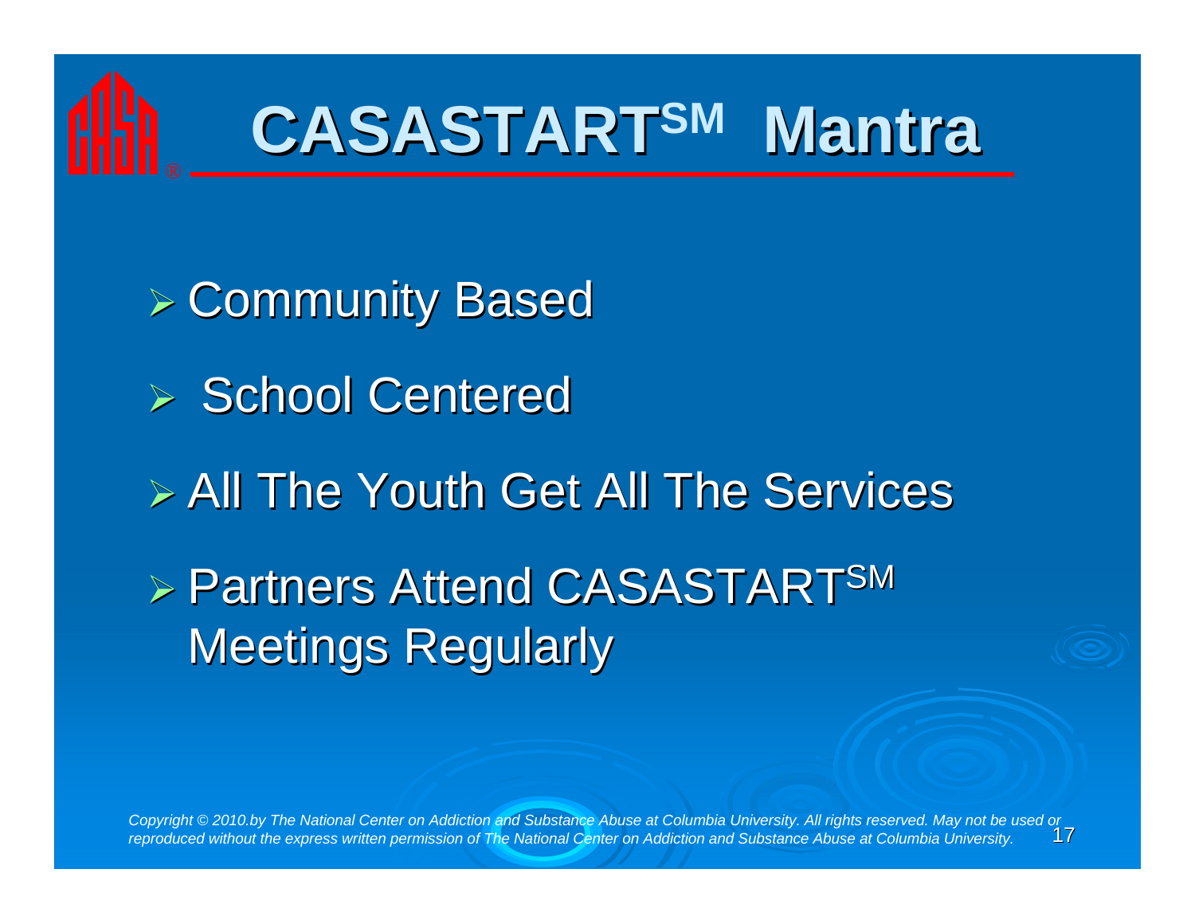# CASASTART$^{SM}$ Mantra

- Community Based
- School Centered
- All The Youth Get All The Services
- Partners Attend CASASTART$^{SM}$ Meetings Regularly

*Copyright © 2010.by The National Center on Addiction and Substance Abuse at Columbia University. All rights reserved. May not be used or reproduced without the express written permission of The National Center on Addiction and Substance Abuse at Columbia University.*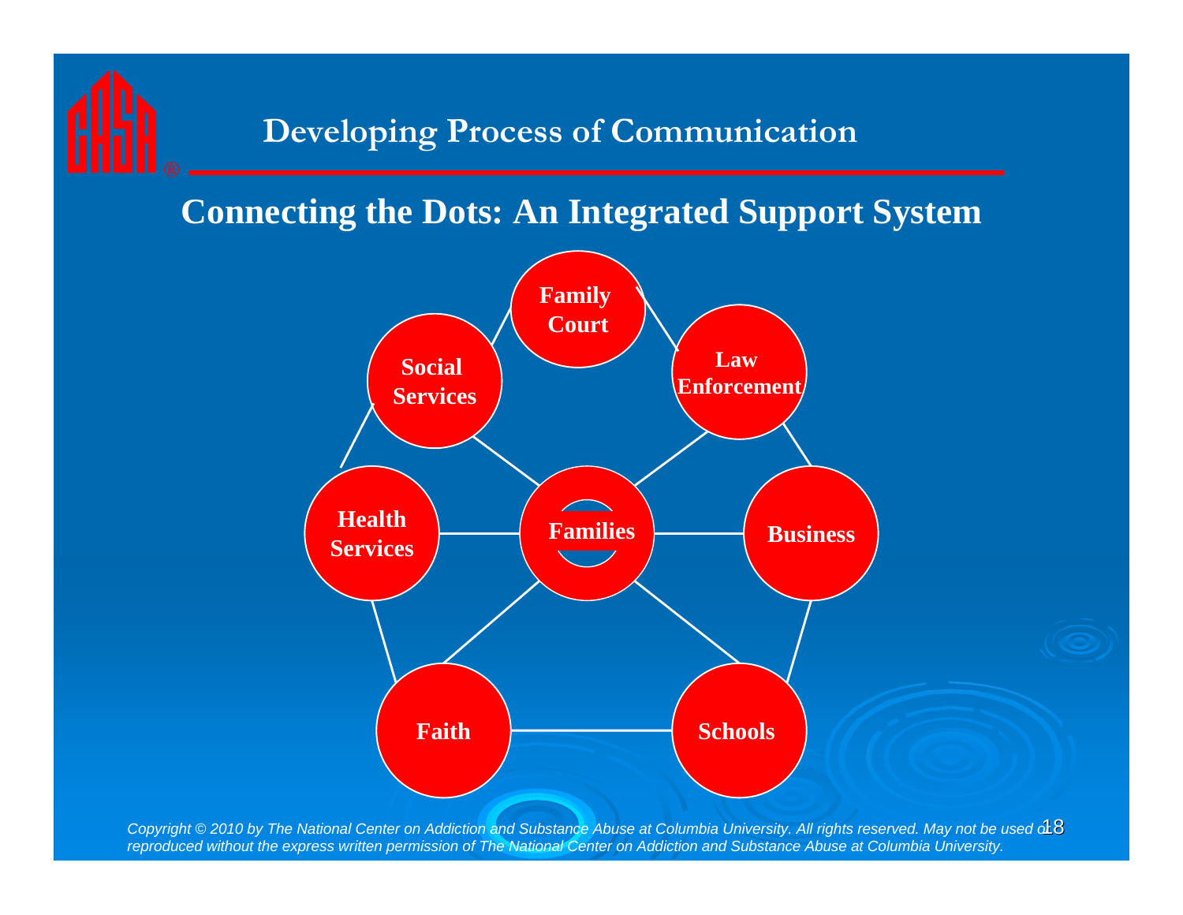# Developing Process of Communication

## Connecting the Dots: An Integrated Support System

Family Court

Law Enforcement

Social Services

Health Services

Families

Business

Faith

Schools

*Copyright © 2010 by The National Center on Addiction and Substance Abuse at Columbia University. All rights reserved. May not be used or reproduced without the express written permission of The National Center on Addiction and Substance Abuse at Columbia University.*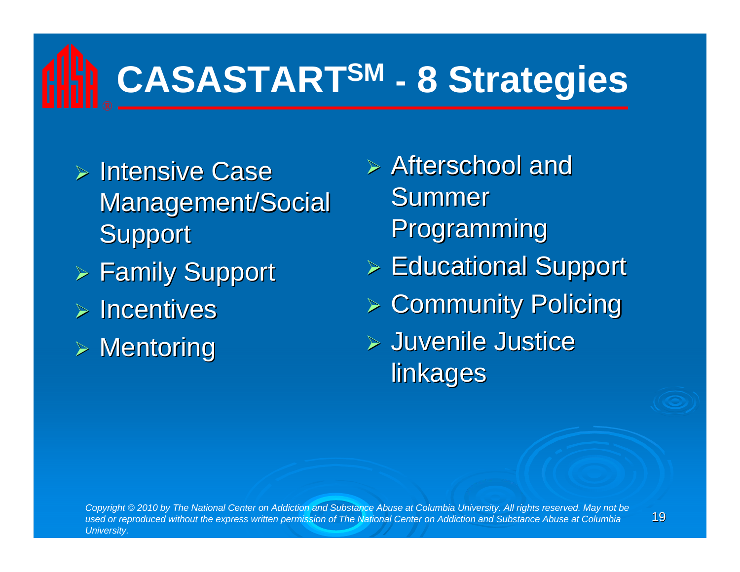# CASASTART[SM] - 8 Strategies

- Intensive Case Management/Social Support
- Family Support
- Incentives
- Mentoring
- Afterschool and Summer Programming
- Educational Support
- Community Policing
- Juvenile Justice linkages

*Copyright © 2010 by The National Center on Addiction and Substance Abuse at Columbia University. All rights reserved. May not be used or reproduced without the express written permission of The National Center on Addiction and Substance Abuse at Columbia University.*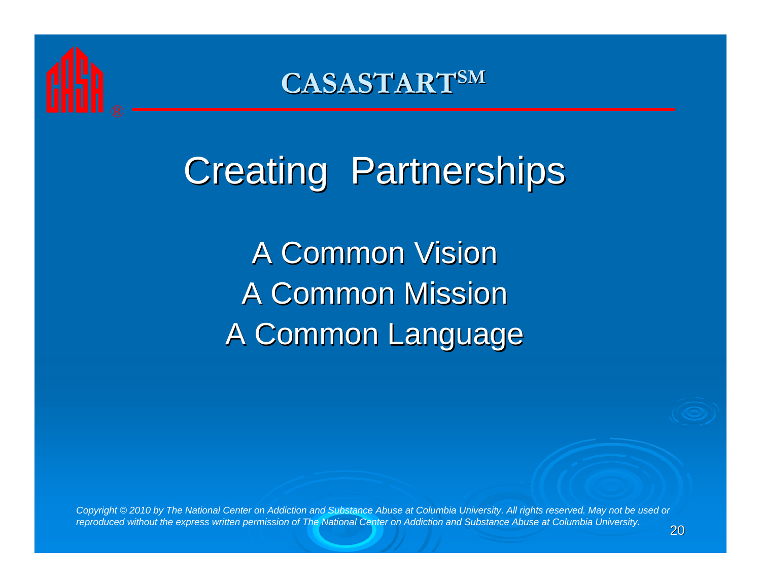**CASASTART**SM

# Creating Partnerships

A Common Vision
A Common Mission
A Common Language

*Copyright © 2010 by The National Center on Addiction and Substance Abuse at Columbia University. All rights reserved. May not be used or reproduced without the express written permission of The National Center on Addiction and Substance Abuse at Columbia University.*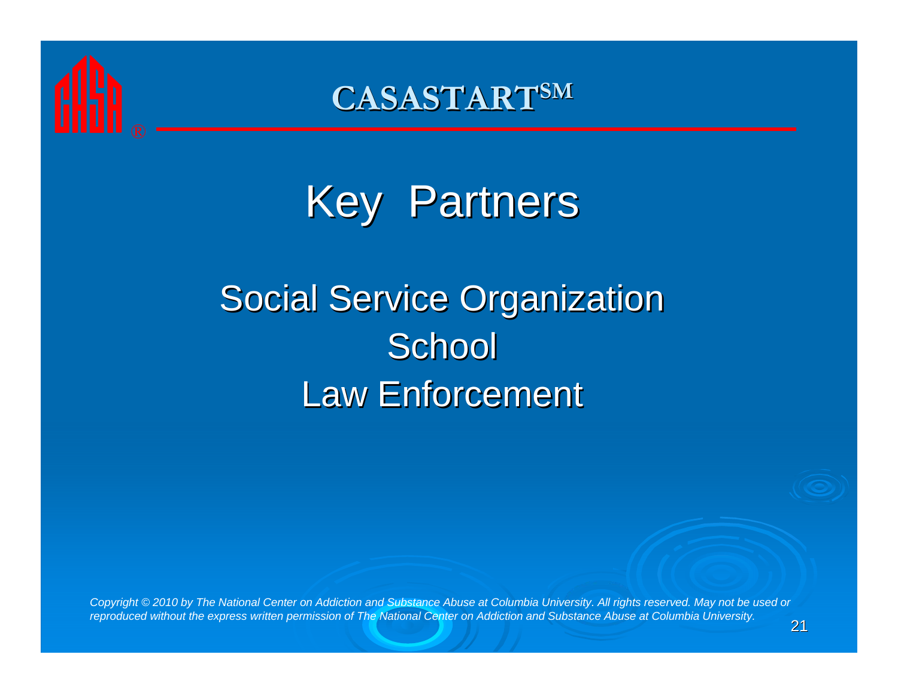# CASASTART℠

## Key Partners

Social Service Organization
School
Law Enforcement

*Copyright © 2010 by The National Center on Addiction and Substance Abuse at Columbia University. All rights reserved. May not be used or reproduced without the express written permission of The National Center on Addiction and Substance Abuse at Columbia University.*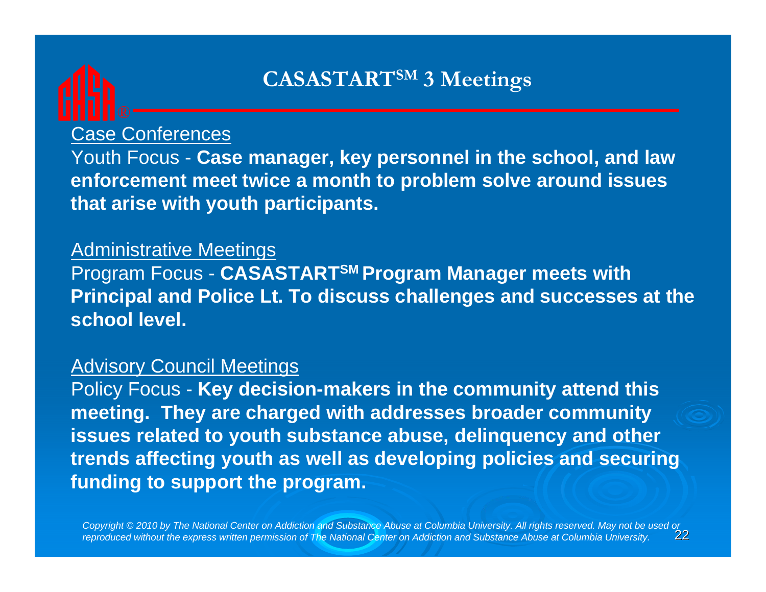# CASASTART[SM] 3 Meetings

Case Conferences

Youth Focus - **Case manager, key personnel in the school, and law enforcement meet twice a month to problem solve around issues that arise with youth participants.**

Administrative Meetings

Program Focus - **CASASTART[SM] Program Manager meets with Principal and Police Lt. To discuss challenges and successes at the school level.**

Advisory Council Meetings

Policy Focus - **Key decision-makers in the community attend this meeting. They are charged with addresses broader community issues related to youth substance abuse, delinquency and other trends affecting youth as well as developing policies and securing funding to support the program.**

*Copyright © 2010 by The National Center on Addiction and Substance Abuse at Columbia University. All rights reserved. May not be used or reproduced without the express written permission of The National Center on Addiction and Substance Abuse at Columbia University.*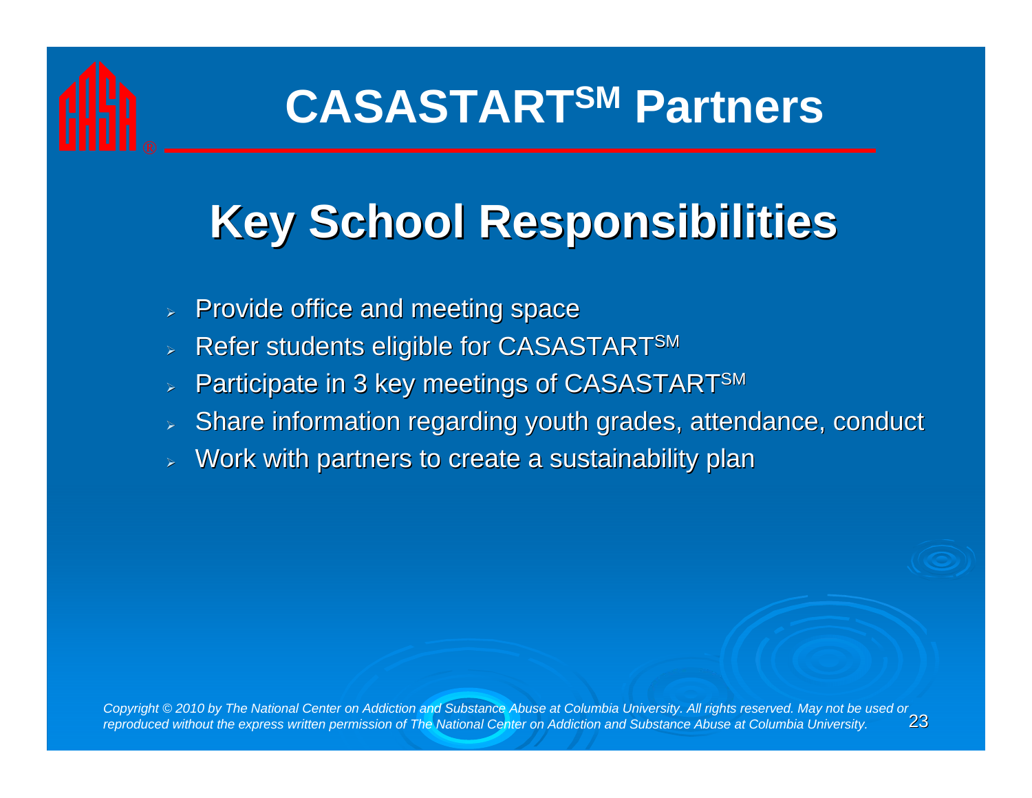# CASASTART℠ Partners

## Key School Responsibilities

- Provide office and meeting space
- Refer students eligible for CASASTART℠
- Participate in 3 key meetings of CASASTART℠
- Share information regarding youth grades, attendance, conduct
- Work with partners to create a sustainability plan

*Copyright © 2010 by The National Center on Addiction and Substance Abuse at Columbia University. All rights reserved. May not be used or reproduced without the express written permission of The National Center on Addiction and Substance Abuse at Columbia University.*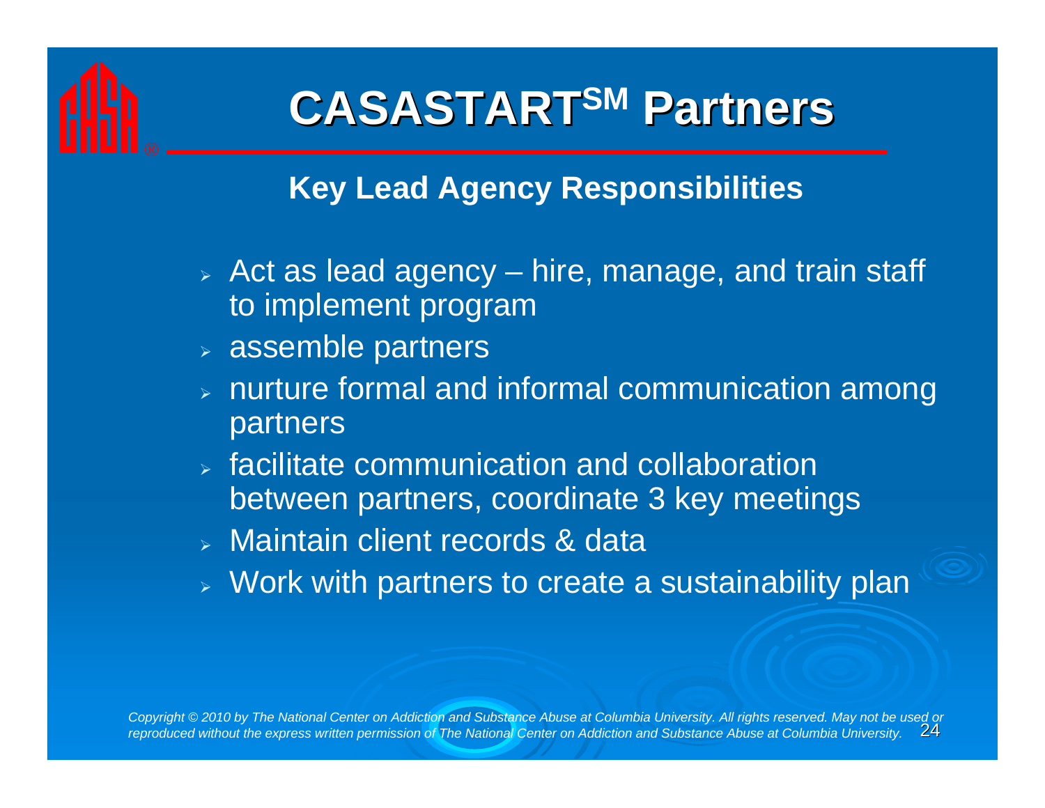# CASASTART[SM] Partners

## Key Lead Agency Responsibilities

- Act as lead agency – hire, manage, and train staff to implement program
- assemble partners
- nurture formal and informal communication among partners
- facilitate communication and collaboration between partners, coordinate 3 key meetings
- Maintain client records & data
- Work with partners to create a sustainability plan

*Copyright © 2010 by The National Center on Addiction and Substance Abuse at Columbia University. All rights reserved. May not be used or reproduced without the express written permission of The National Center on Addiction and Substance Abuse at Columbia University.*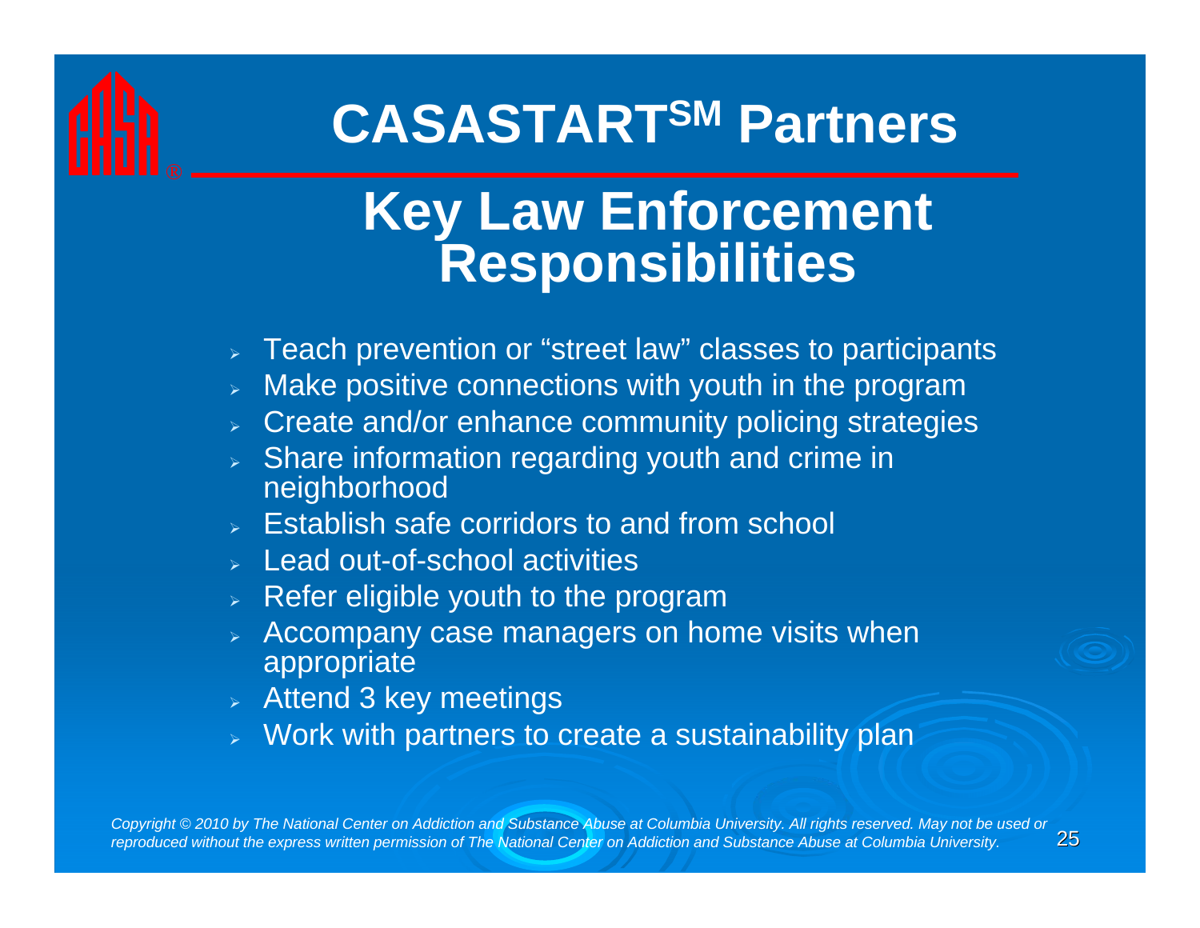# CASASTART℠ Partners

## Key Law Enforcement Responsibilities

- Teach prevention or "street law" classes to participants
- Make positive connections with youth in the program
- Create and/or enhance community policing strategies
- Share information regarding youth and crime in neighborhood
- Establish safe corridors to and from school
- Lead out-of-school activities
- Refer eligible youth to the program
- Accompany case managers on home visits when appropriate
- Attend 3 key meetings
- Work with partners to create a sustainability plan

*Copyright © 2010 by The National Center on Addiction and Substance Abuse at Columbia University. All rights reserved. May not be used or reproduced without the express written permission of The National Center on Addiction and Substance Abuse at Columbia University.*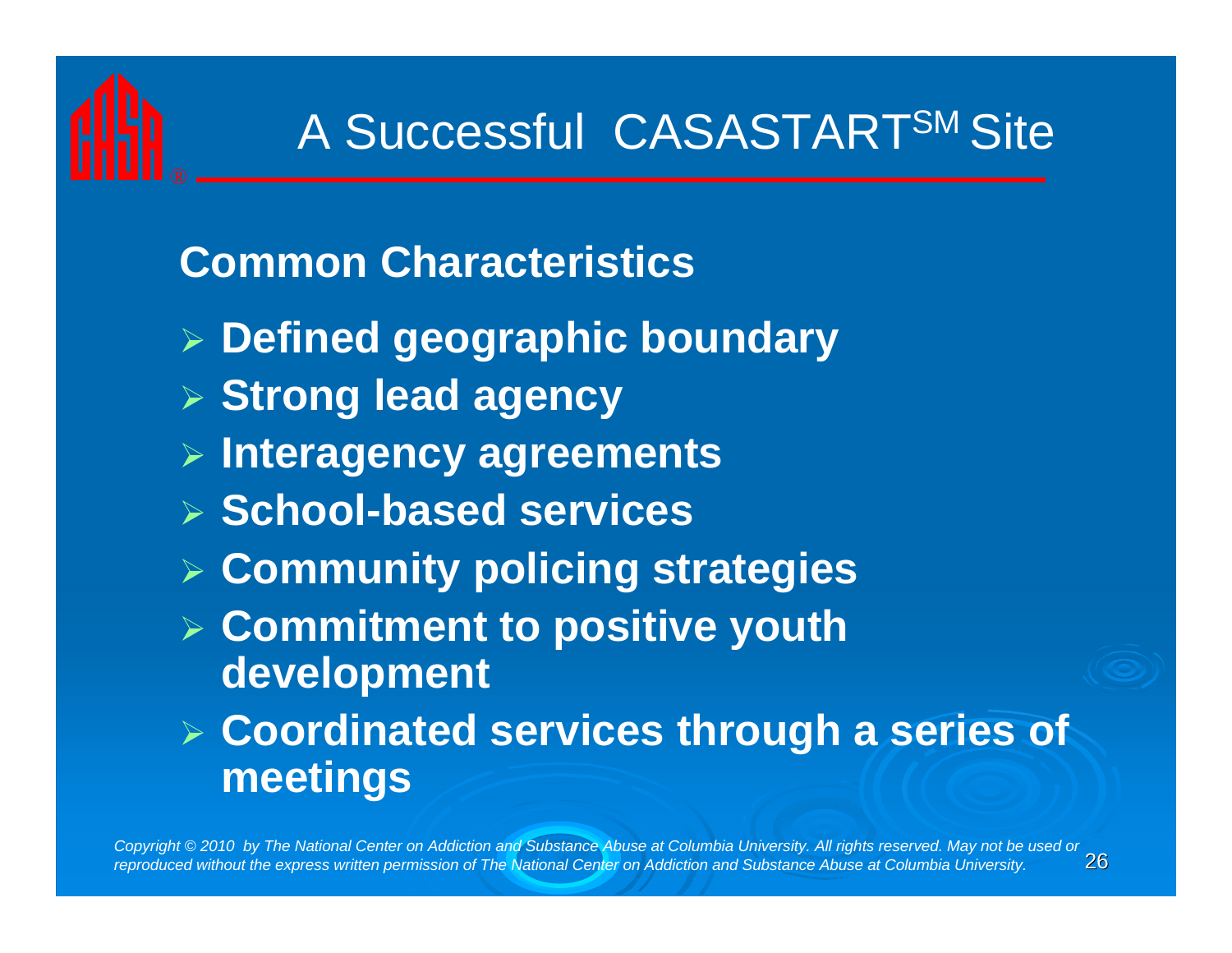# A Successful CASASTART[SM] Site

## Common Characteristics

- **Defined geographic boundary**
- **Strong lead agency**
- **Interagency agreements**
- **School-based services**
- **Community policing strategies**
- **Commitment to positive youth development**
- **Coordinated services through a series of meetings**

*Copyright © 2010 by The National Center on Addiction and Substance Abuse at Columbia University. All rights reserved. May not be used or reproduced without the express written permission of The National Center on Addiction and Substance Abuse at Columbia University.*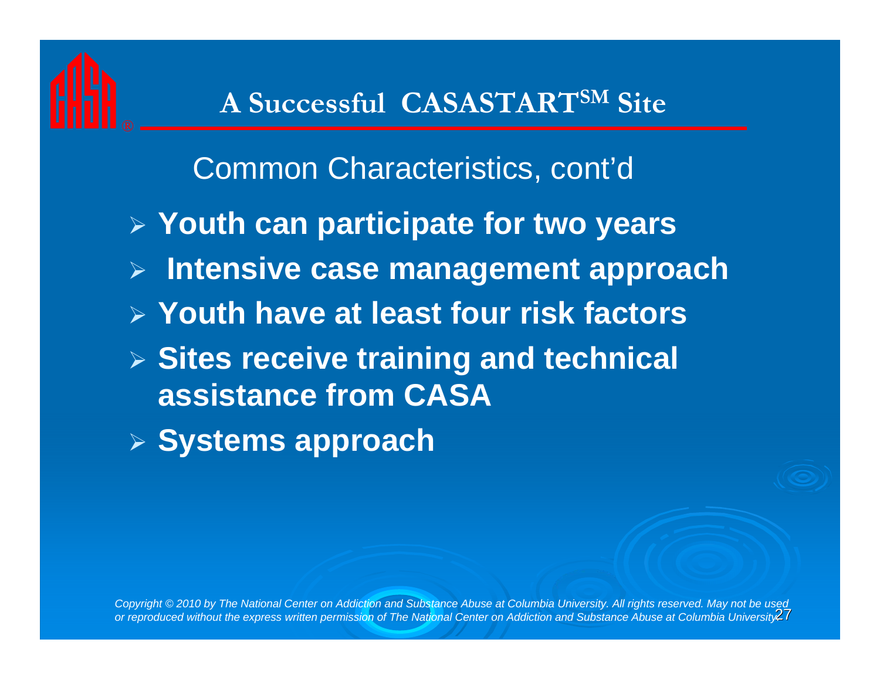# A Successful CASASTART℠ Site

## Common Characteristics, cont'd

- **Youth can participate for two years**
- **Intensive case management approach**
- **Youth have at least four risk factors**
- **Sites receive training and technical assistance from CASA**
- **Systems approach**

*Copyright © 2010 by The National Center on Addiction and Substance Abuse at Columbia University. All rights reserved. May not be used or reproduced without the express written permission of The National Center on Addiction and Substance Abuse at Columbia University.*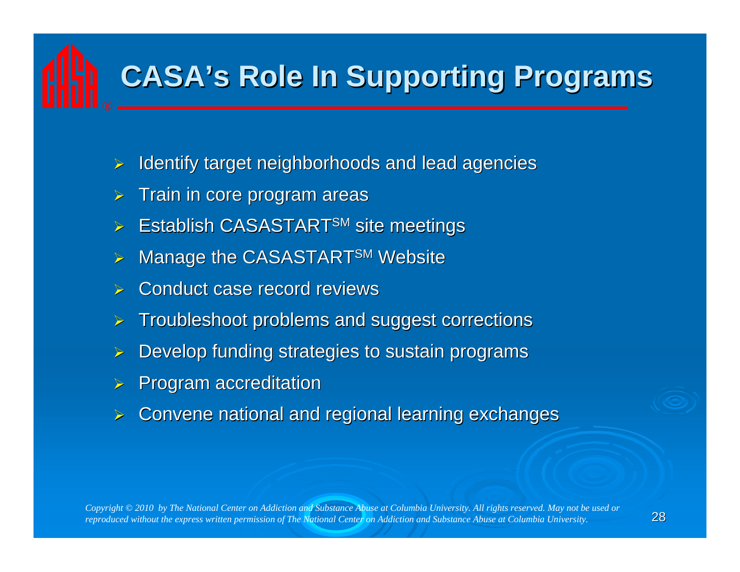# CASA's Role In Supporting Programs

- Identify target neighborhoods and lead agencies
- Train in core program areas
- Establish CASASTART[SM] site meetings
- Manage the CASASTART[SM] Website
- Conduct case record reviews
- Troubleshoot problems and suggest corrections
- Develop funding strategies to sustain programs
- Program accreditation
- Convene national and regional learning exchanges

*Copyright © 2010 by The National Center on Addiction and Substance Abuse at Columbia University. All rights reserved. May not be used or reproduced without the express written permission of The National Center on Addiction and Substance Abuse at Columbia University.*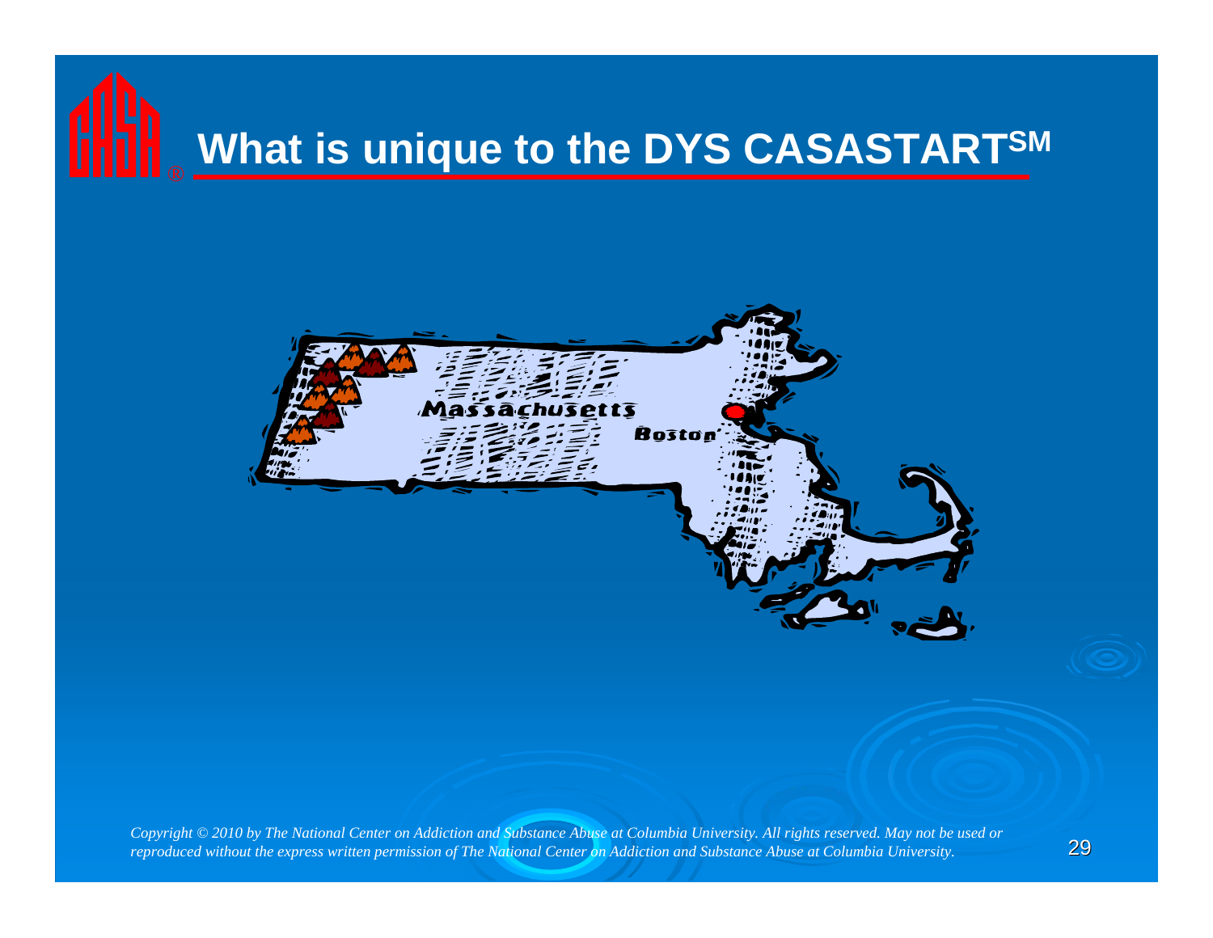# What is unique to the DYS CASASTART[SM]

Massachusetts

Boston

*Copyright © 2010 by The National Center on Addiction and Substance Abuse at Columbia University. All rights reserved. May not be used or reproduced without the express written permission of The National Center on Addiction and Substance Abuse at Columbia University.*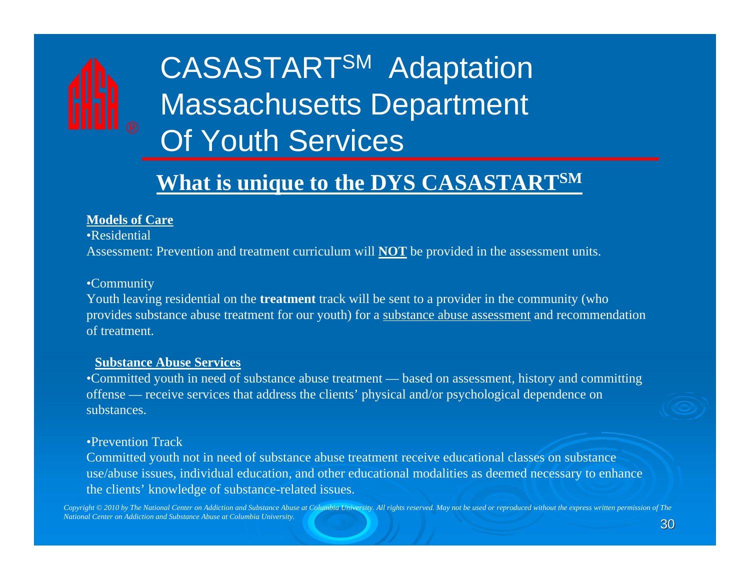# CASASTART[SM] Adaptation Massachusetts Department Of Youth Services

## What is unique to the DYS CASASTART[SM]

**Models of Care**

•Residential

Assessment: Prevention and treatment curriculum will **NOT** be provided in the assessment units.

•Community

Youth leaving residential on the **treatment** track will be sent to a provider in the community (who provides substance abuse treatment for our youth) for a substance abuse assessment and recommendation of treatment.

**Substance Abuse Services**

•Committed youth in need of substance abuse treatment — based on assessment, history and committing offense — receive services that address the clients' physical and/or psychological dependence on substances.

•Prevention Track

Committed youth not in need of substance abuse treatment receive educational classes on substance use/abuse issues, individual education, and other educational modalities as deemed necessary to enhance the clients' knowledge of substance-related issues.

*Copyright © 2010 by The National Center on Addiction and Substance Abuse at Columbia University. All rights reserved. May not be used or reproduced without the express written permission of The National Center on Addiction and Substance Abuse at Columbia University.*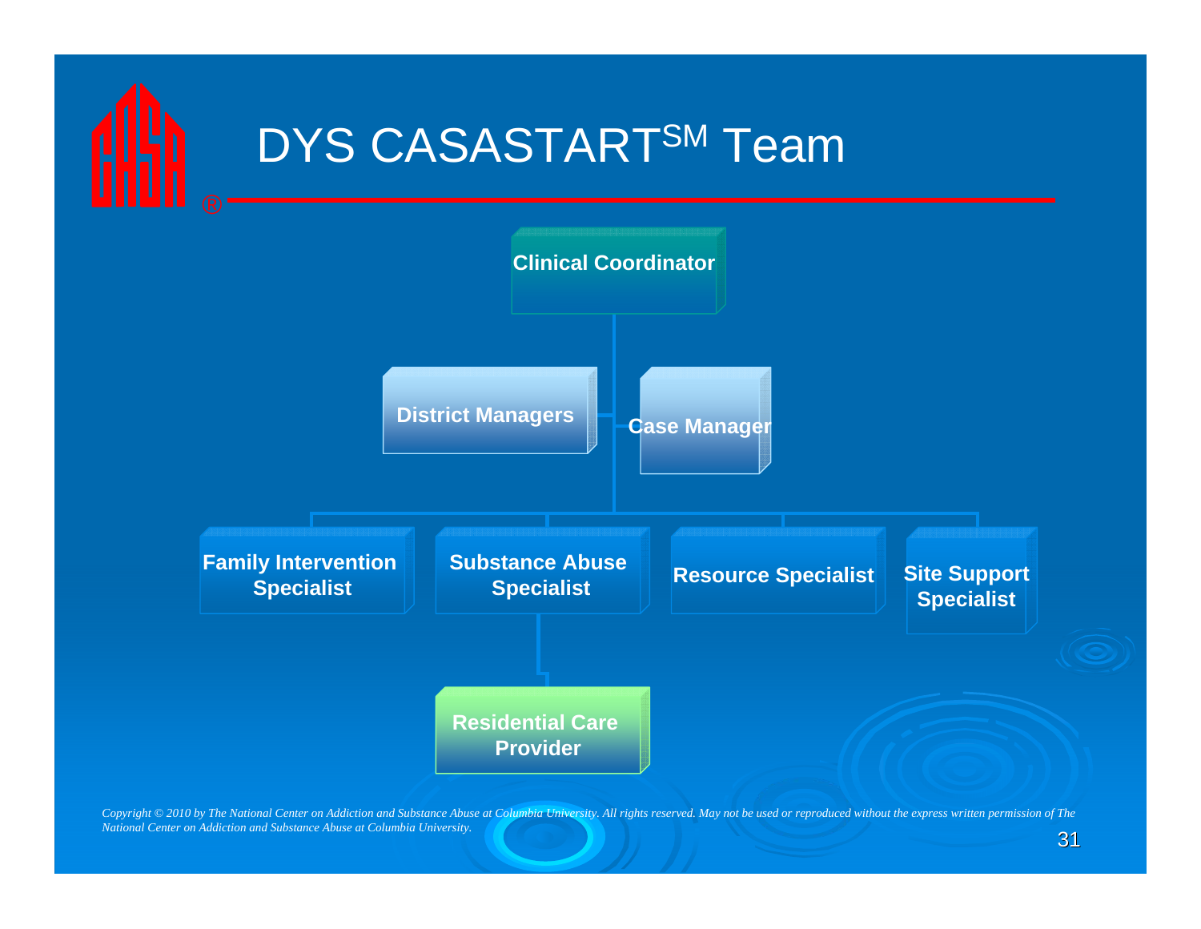# DYS CASASTART$^{SM}$ Team

- Clinical Coordinator
  - District Managers
  - Case Manager
    - Family Intervention Specialist
    - Substance Abuse Specialist
      - Residential Care Provider
    - Resource Specialist
    - Site Support Specialist

*Copyright © 2010 by The National Center on Addiction and Substance Abuse at Columbia University. All rights reserved. May not be used or reproduced without the express written permission of The National Center on Addiction and Substance Abuse at Columbia University.*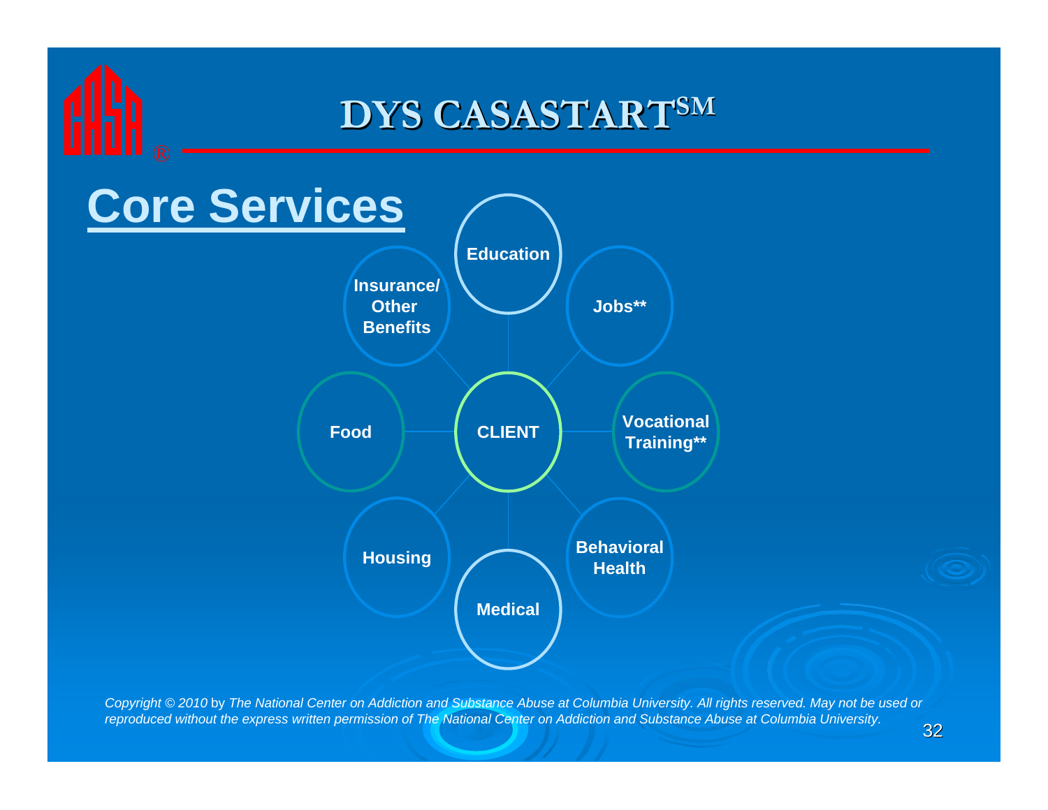# DYS CASASTART℠

## Core Services

- CLIENT
  - Education
  - Jobs**
  - Vocational Training**
  - Behavioral Health
  - Medical
  - Housing
  - Food
  - Insurance/ Other Benefits

*Copyright © 2010 by The National Center on Addiction and Substance Abuse at Columbia University. All rights reserved. May not be used or reproduced without the express written permission of The National Center on Addiction and Substance Abuse at Columbia University.*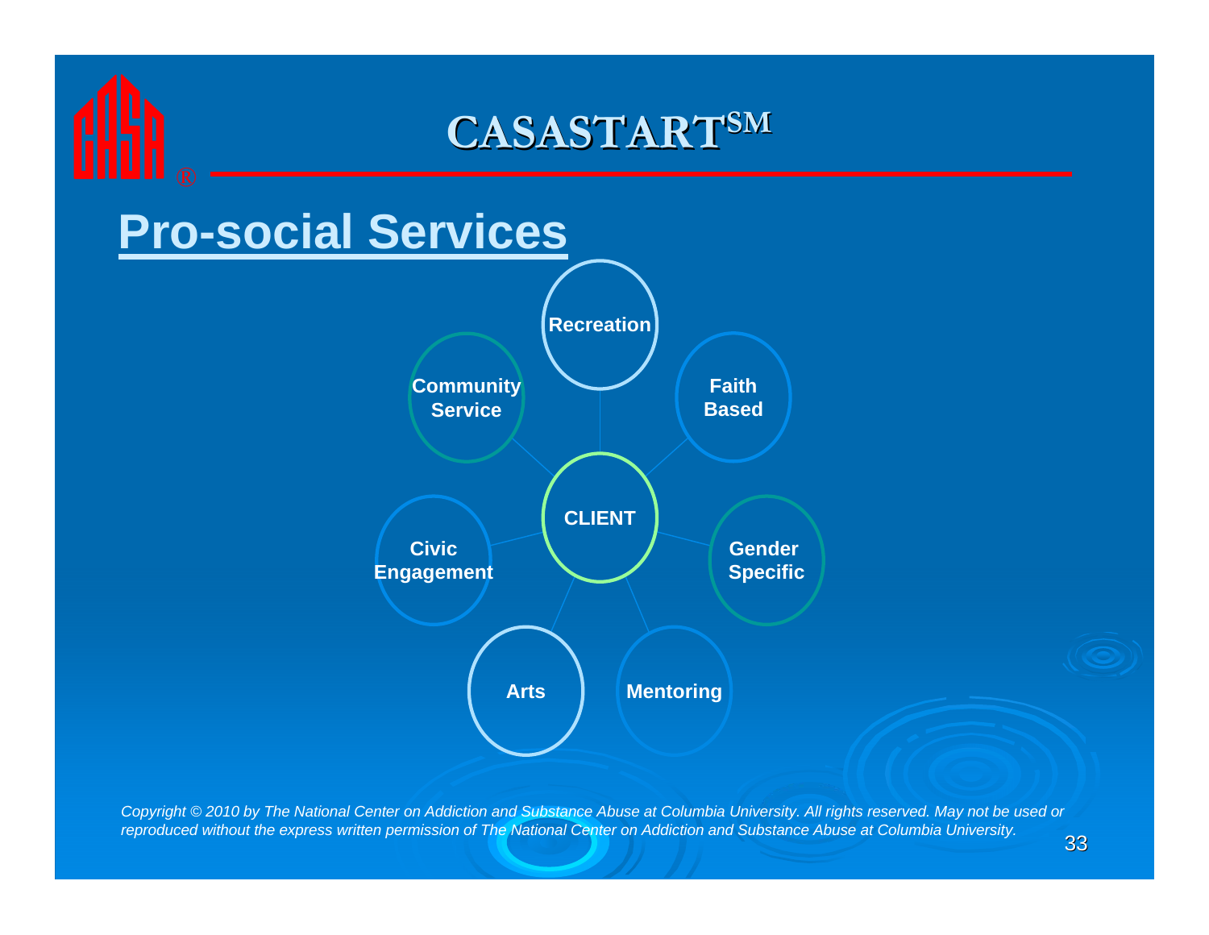# CASASTART[SM]

## Pro-social Services

- CLIENT
  - Recreation
  - Faith Based
  - Gender Specific
  - Mentoring
  - Arts
  - Civic Engagement
  - Community Service

*Copyright © 2010 by The National Center on Addiction and Substance Abuse at Columbia University. All rights reserved. May not be used or reproduced without the express written permission of The National Center on Addiction and Substance Abuse at Columbia University.*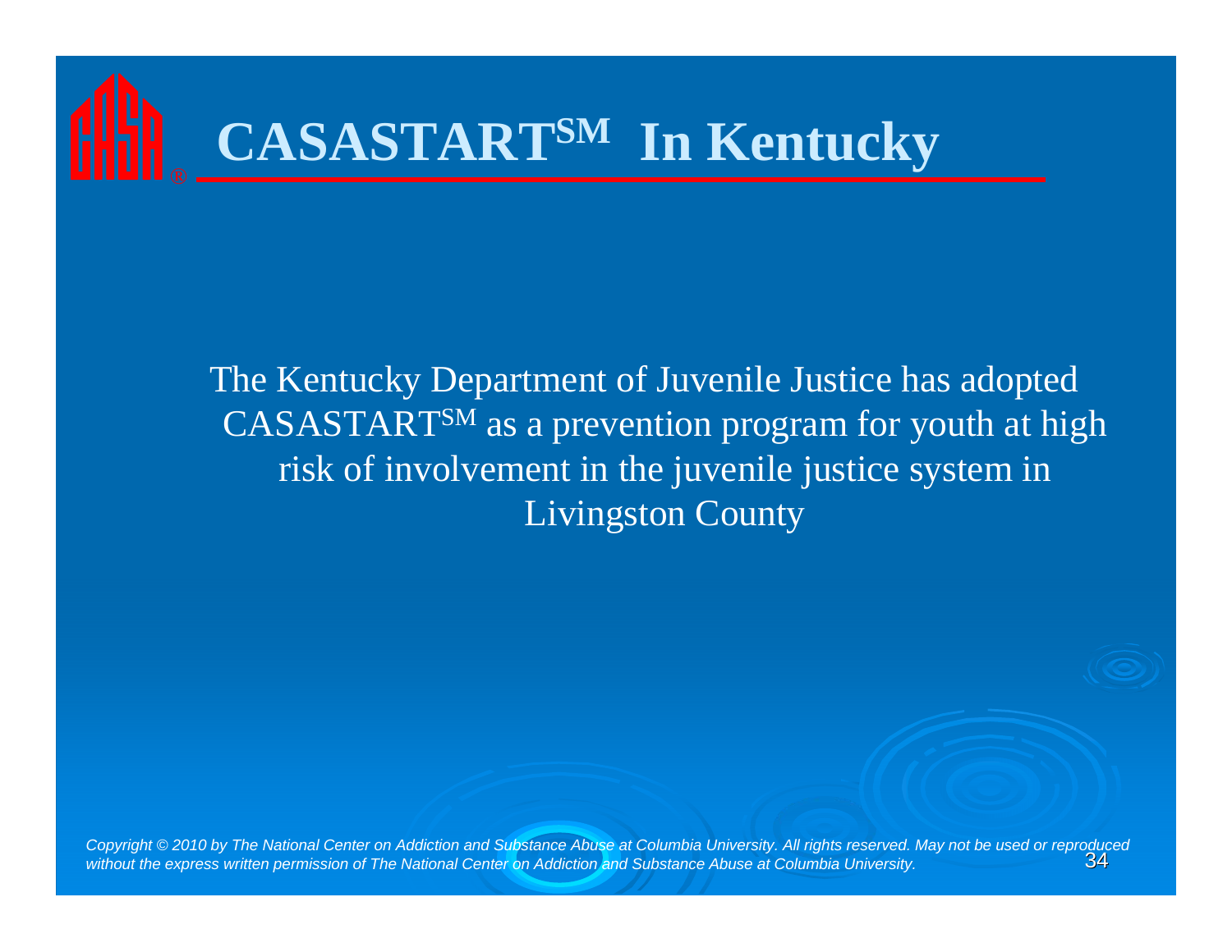# CASASTART[SM] In Kentucky

The Kentucky Department of Juvenile Justice has adopted CASASTART[SM] as a prevention program for youth at high risk of involvement in the juvenile justice system in Livingston County

*Copyright © 2010 by The National Center on Addiction and Substance Abuse at Columbia University. All rights reserved. May not be used or reproduced without the express written permission of The National Center on Addiction and Substance Abuse at Columbia University.*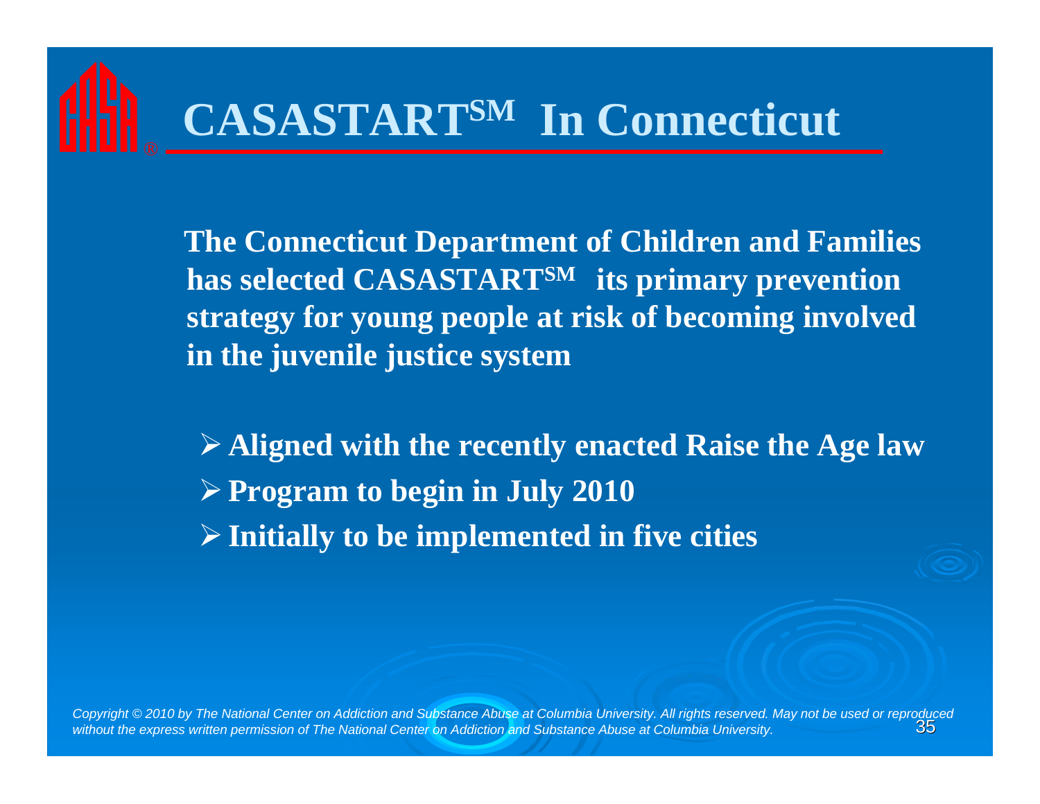# CASASTART[SM] In Connecticut

**The Connecticut Department of Children and Families has selected CASASTART[SM] its primary prevention strategy for young people at risk of becoming involved in the juvenile justice system**

- **Aligned with the recently enacted Raise the Age law**
- **Program to begin in July 2010**
- **Initially to be implemented in five cities**

*Copyright © 2010 by The National Center on Addiction and Substance Abuse at Columbia University. All rights reserved. May not be used or reproduced without the express written permission of The National Center on Addiction and Substance Abuse at Columbia University.*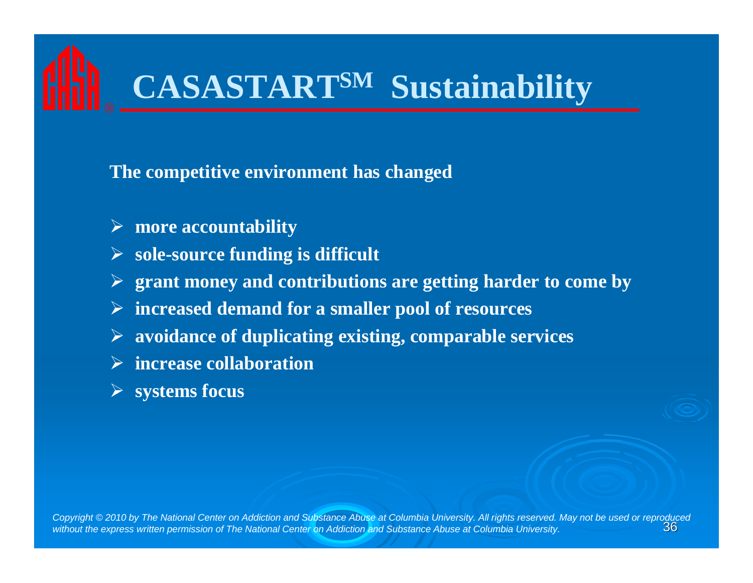# CASASTART[SM] Sustainability

**The competitive environment has changed**

- **more accountability**
- **sole-source funding is difficult**
- **grant money and contributions are getting harder to come by**
- **increased demand for a smaller pool of resources**
- **avoidance of duplicating existing, comparable services**
- **increase collaboration**
- **systems focus**

*Copyright © 2010 by The National Center on Addiction and Substance Abuse at Columbia University. All rights reserved. May not be used or reproduced without the express written permission of The National Center on Addiction and Substance Abuse at Columbia University.*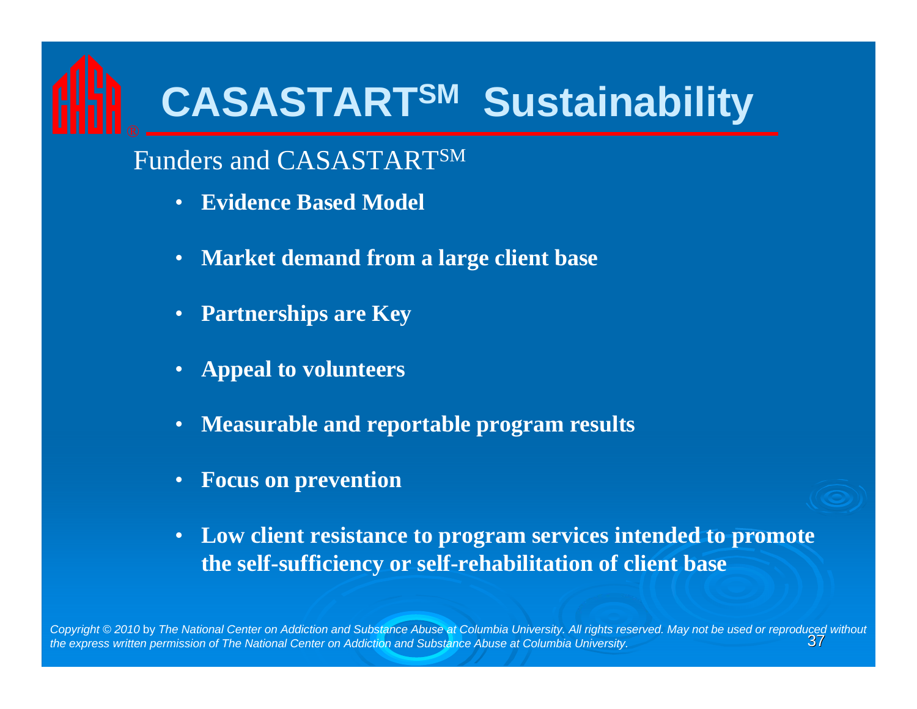# CASASTART[SM] Sustainability

Funders and CASASTART[SM]

- **Evidence Based Model**
- **Market demand from a large client base**
- **Partnerships are Key**
- **Appeal to volunteers**
- **Measurable and reportable program results**
- **Focus on prevention**
- **Low client resistance to program services intended to promote the self-sufficiency or self-rehabilitation of client base**

*Copyright © 2010* by *The National Center on Addiction and Substance Abuse at Columbia University. All rights reserved. May not be used or reproduced without the express written permission of The National Center on Addiction and Substance Abuse at Columbia University.*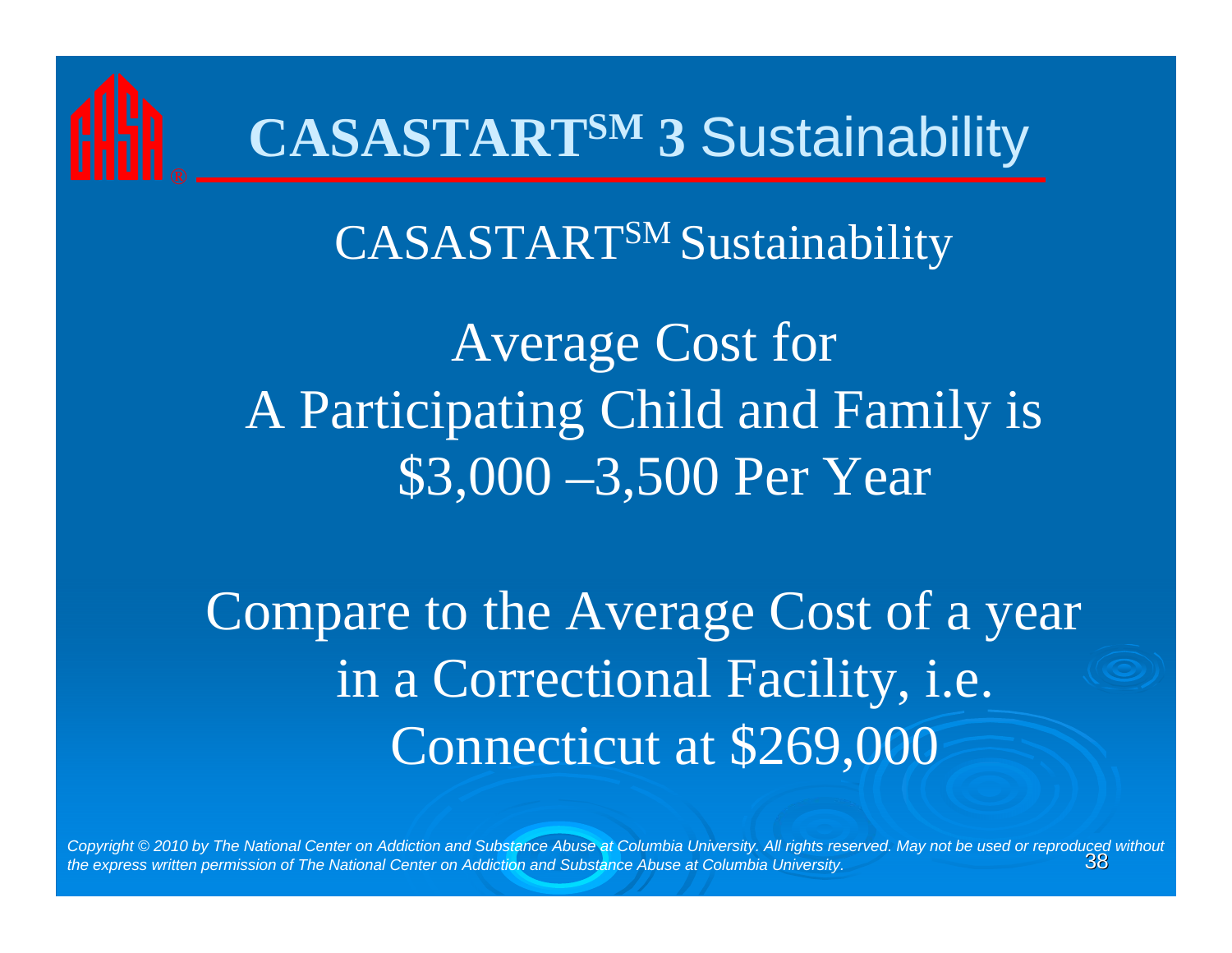# CASASTART[SM] 3 Sustainability

## CASASTART[SM] Sustainability

Average Cost for
A Participating Child and Family is
$3,000 –3,500 Per Year

Compare to the Average Cost of a year in a Correctional Facility, i.e. Connecticut at $269,000

*Copyright © 2010 by The National Center on Addiction and Substance Abuse at Columbia University. All rights reserved. May not be used or reproduced without the express written permission of The National Center on Addiction and Substance Abuse at Columbia University.*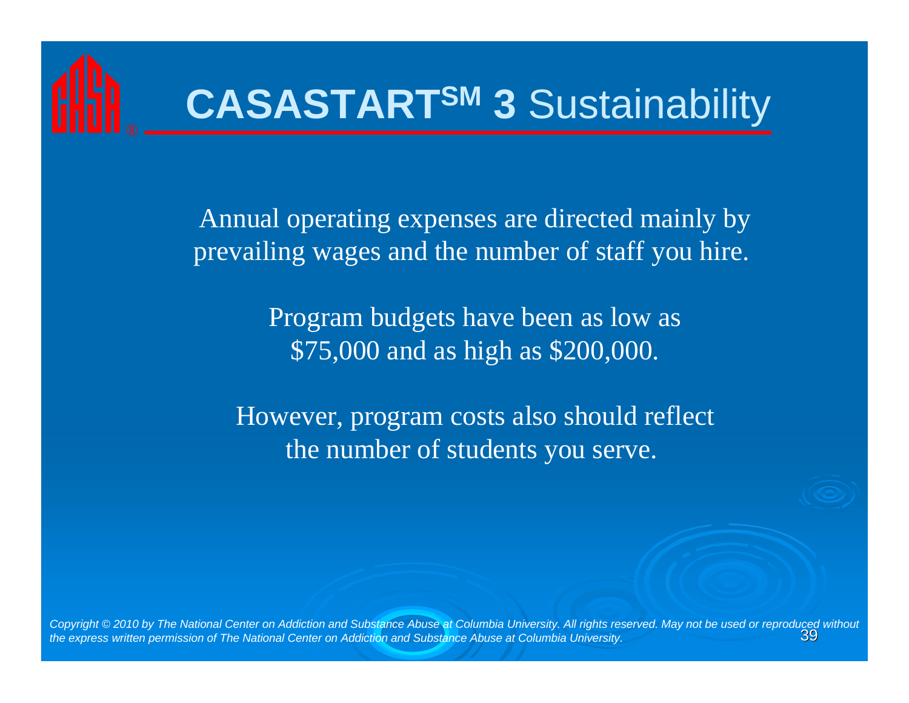# CASASTART$^{SM}$ 3 Sustainability

Annual operating expenses are directed mainly by prevailing wages and the number of staff you hire.

Program budgets have been as low as $75,000 and as high as $200,000.

However, program costs also should reflect the number of students you serve.

*Copyright © 2010 by The National Center on Addiction and Substance Abuse at Columbia University. All rights reserved. May not be used or reproduced without the express written permission of The National Center on Addiction and Substance Abuse at Columbia University.*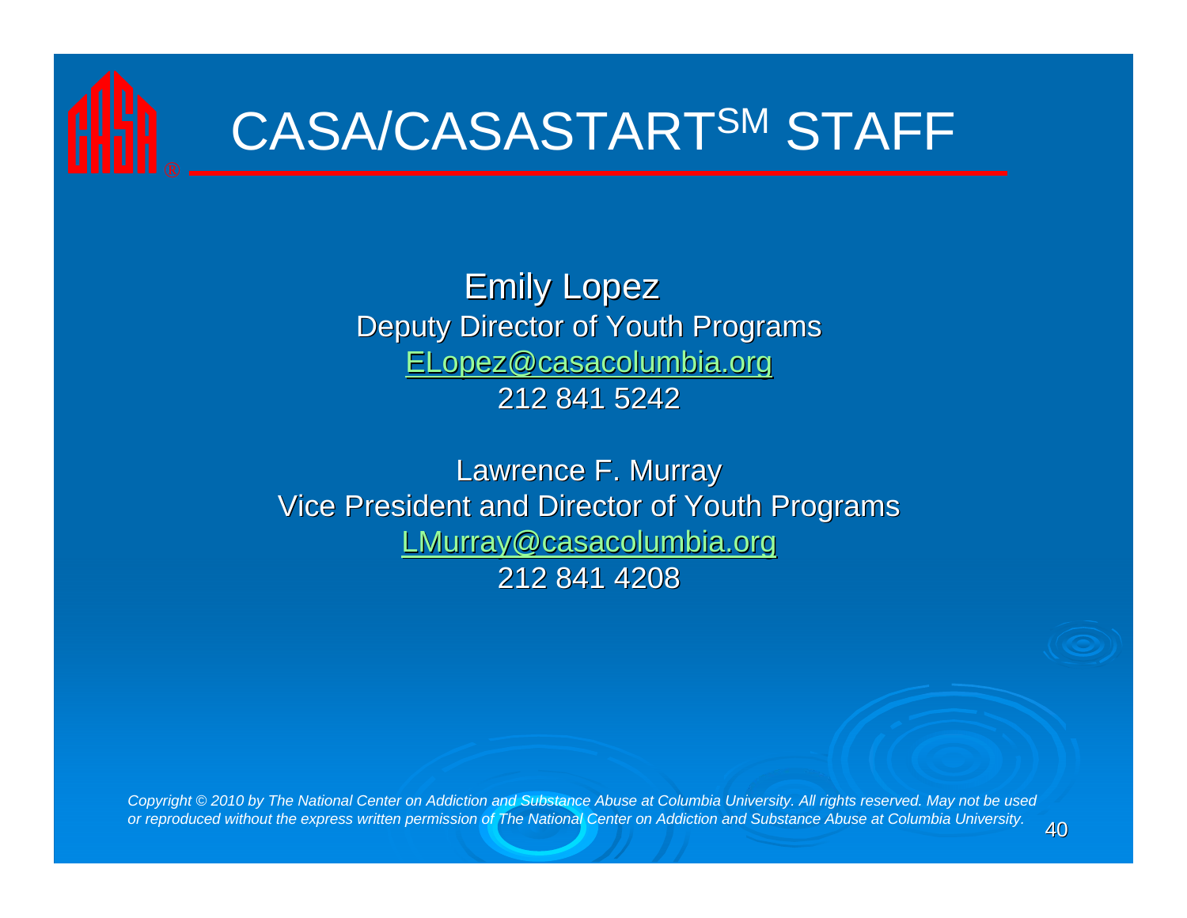# CASA/CASASTART℠ STAFF

Emily Lopez
Deputy Director of Youth Programs
ELopez@casacolumbia.org
212 841 5242

Lawrence F. Murray
Vice President and Director of Youth Programs
LMurray@casacolumbia.org
212 841 4208

*Copyright © 2010 by The National Center on Addiction and Substance Abuse at Columbia University. All rights reserved. May not be used or reproduced without the express written permission of The National Center on Addiction and Substance Abuse at Columbia University.*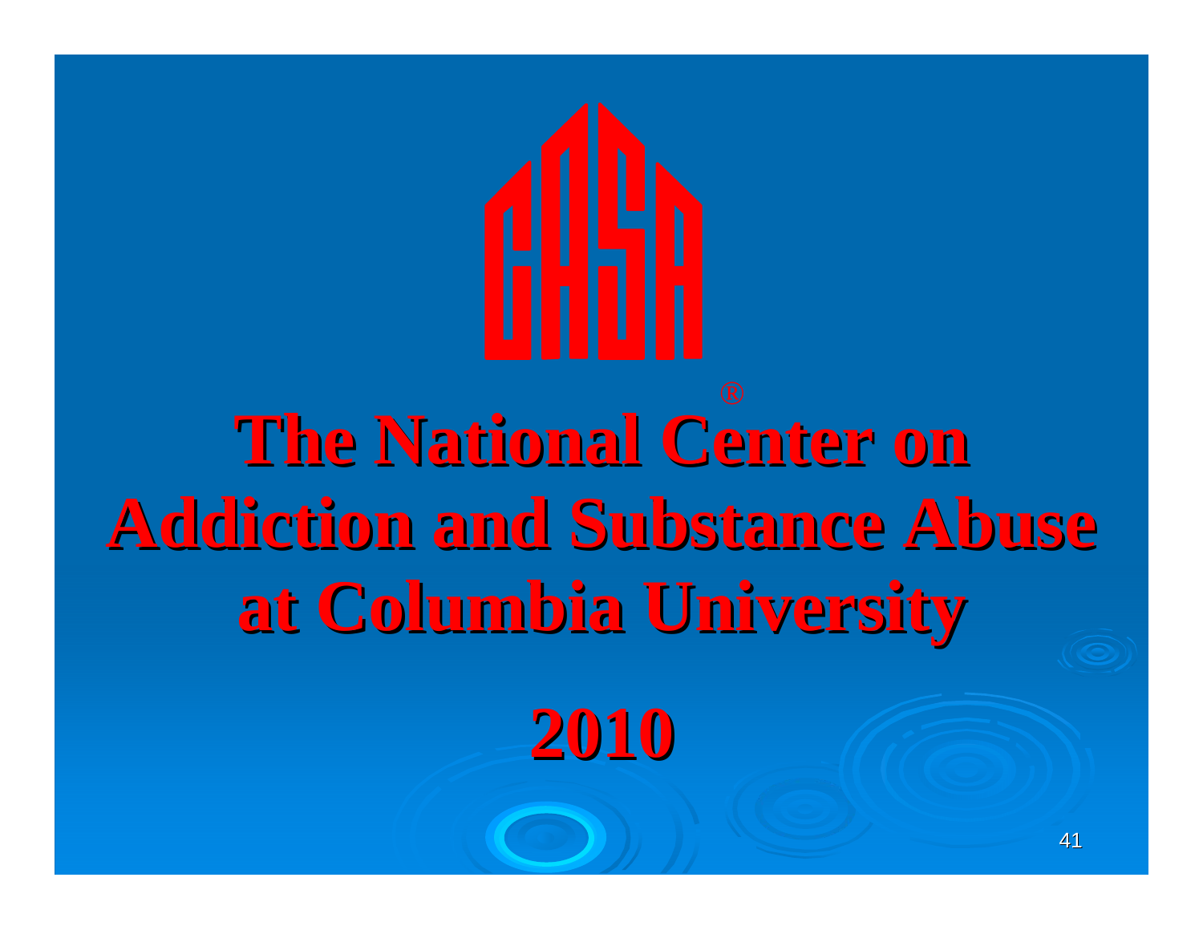CASA®

# The National Center on Addiction and Substance Abuse at Columbia University

# 2010